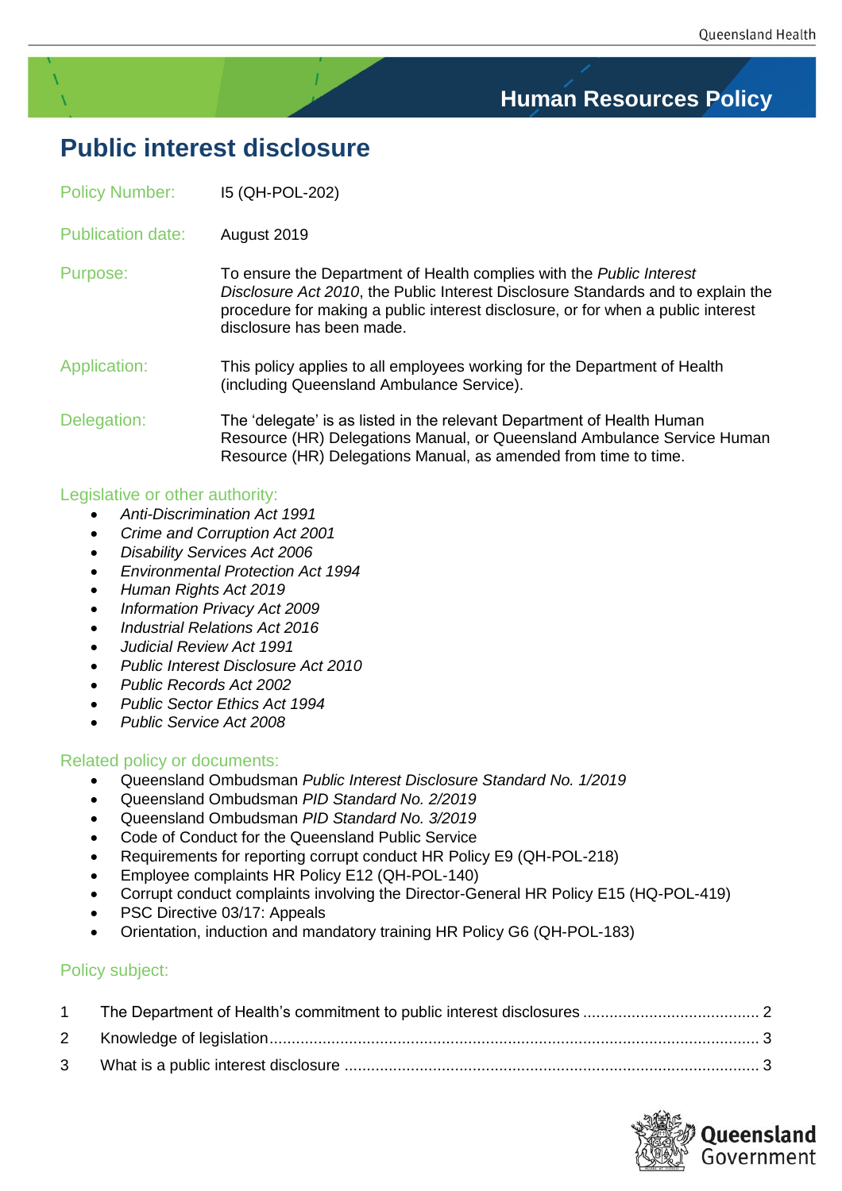Human Resources Policy

# Public interest disclosure

| | |
|---|---|
| Policy Number: | I5 (QH-POL-202) |
| Publication date: | August 2019 |
| Purpose: | To ensure the Department of Health complies with the *Public Interest Disclosure Act 2010*, the Public Interest Disclosure Standards and to explain the procedure for making a public interest disclosure, or for when a public interest disclosure has been made. |
| Application: | This policy applies to all employees working for the Department of Health (including Queensland Ambulance Service). |
| Delegation: | The 'delegate' is as listed in the relevant Department of Health Human Resource (HR) Delegations Manual, or Queensland Ambulance Service Human Resource (HR) Delegations Manual, as amended from time to time. |

## Legislative or other authority:

- *Anti-Discrimination Act 1991*
- *Crime and Corruption Act 2001*
- *Disability Services Act 2006*
- *Environmental Protection Act 1994*
- *Human Rights Act 2019*
- *Information Privacy Act 2009*
- *Industrial Relations Act 2016*
- *Judicial Review Act 1991*
- *Public Interest Disclosure Act 2010*
- *Public Records Act 2002*
- *Public Sector Ethics Act 1994*
- *Public Service Act 2008*

## Related policy or documents:

- Queensland Ombudsman *Public Interest Disclosure Standard No. 1/2019*
- Queensland Ombudsman *PID Standard No. 2/2019*
- Queensland Ombudsman *PID Standard No. 3/2019*
- Code of Conduct for the Queensland Public Service
- Requirements for reporting corrupt conduct HR Policy E9 (QH-POL-218)
- Employee complaints HR Policy E12 (QH-POL-140)
- Corrupt conduct complaints involving the Director-General HR Policy E15 (HQ-POL-419)
- PSC Directive 03/17: Appeals
- Orientation, induction and mandatory training HR Policy G6 (QH-POL-183)

## Policy subject:

1 The Department of Health's commitment to public interest disclosures ........................................ 2

2 Knowledge of legislation ............................................................................................................ 3

3 What is a public interest disclosure ............................................................................................ 3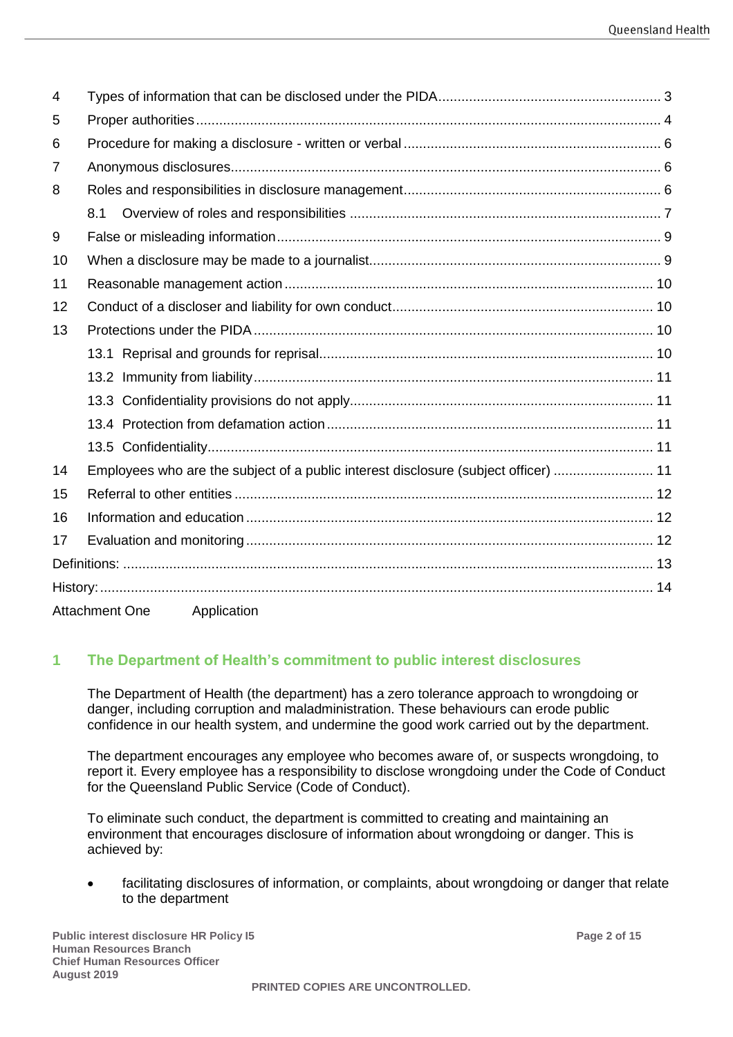| | | |
|---|---|---|
| 4 | Types of information that can be disclosed under the PIDA | 3 |
| 5 | Proper authorities | 4 |
| 6 | Procedure for making a disclosure - written or verbal | 6 |
| 7 | Anonymous disclosures | 6 |
| 8 | Roles and responsibilities in disclosure management | 6 |
| | 8.1 Overview of roles and responsibilities | 7 |
| 9 | False or misleading information | 9 |
| 10 | When a disclosure may be made to a journalist | 9 |
| 11 | Reasonable management action | 10 |
| 12 | Conduct of a discloser and liability for own conduct | 10 |
| 13 | Protections under the PIDA | 10 |
| | 13.1 Reprisal and grounds for reprisal | 10 |
| | 13.2 Immunity from liability | 11 |
| | 13.3 Confidentiality provisions do not apply | 11 |
| | 13.4 Protection from defamation action | 11 |
| | 13.5 Confidentiality | 11 |
| 14 | Employees who are the subject of a public interest disclosure (subject officer) | 11 |
| 15 | Referral to other entities | 12 |
| 16 | Information and education | 12 |
| 17 | Evaluation and monitoring | 12 |
| Definitions: | | 13 |
| History: | | 14 |
| Attachment One | Application | |

## 1 The Department of Health's commitment to public interest disclosures

The Department of Health (the department) has a zero tolerance approach to wrongdoing or danger, including corruption and maladministration. These behaviours can erode public confidence in our health system, and undermine the good work carried out by the department.

The department encourages any employee who becomes aware of, or suspects wrongdoing, to report it. Every employee has a responsibility to disclose wrongdoing under the Code of Conduct for the Queensland Public Service (Code of Conduct).

To eliminate such conduct, the department is committed to creating and maintaining an environment that encourages disclosure of information about wrongdoing or danger. This is achieved by:

- facilitating disclosures of information, or complaints, about wrongdoing or danger that relate to the department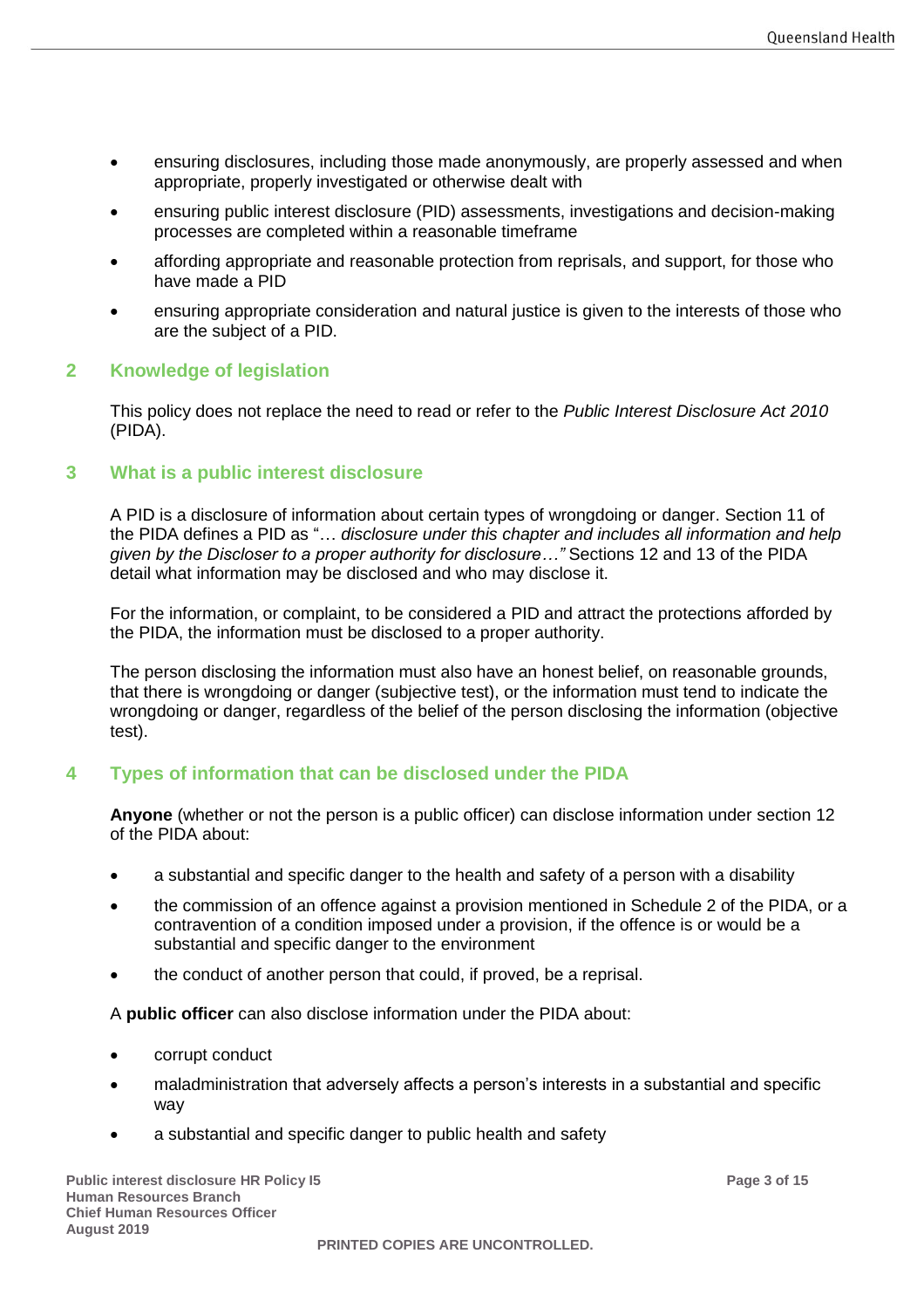- ensuring disclosures, including those made anonymously, are properly assessed and when appropriate, properly investigated or otherwise dealt with
- ensuring public interest disclosure (PID) assessments, investigations and decision-making processes are completed within a reasonable timeframe
- affording appropriate and reasonable protection from reprisals, and support, for those who have made a PID
- ensuring appropriate consideration and natural justice is given to the interests of those who are the subject of a PID.

## 2 Knowledge of legislation

This policy does not replace the need to read or refer to the *Public Interest Disclosure Act 2010* (PIDA).

## 3 What is a public interest disclosure

A PID is a disclosure of information about certain types of wrongdoing or danger. Section 11 of the PIDA defines a PID as "… *disclosure under this chapter and includes all information and help given by the Discloser to a proper authority for disclosure…"* Sections 12 and 13 of the PIDA detail what information may be disclosed and who may disclose it.

For the information, or complaint, to be considered a PID and attract the protections afforded by the PIDA, the information must be disclosed to a proper authority.

The person disclosing the information must also have an honest belief, on reasonable grounds, that there is wrongdoing or danger (subjective test), or the information must tend to indicate the wrongdoing or danger, regardless of the belief of the person disclosing the information (objective test).

## 4 Types of information that can be disclosed under the PIDA

**Anyone** (whether or not the person is a public officer) can disclose information under section 12 of the PIDA about:

- a substantial and specific danger to the health and safety of a person with a disability
- the commission of an offence against a provision mentioned in Schedule 2 of the PIDA, or a contravention of a condition imposed under a provision, if the offence is or would be a substantial and specific danger to the environment
- the conduct of another person that could, if proved, be a reprisal.

A **public officer** can also disclose information under the PIDA about:

- corrupt conduct
- maladministration that adversely affects a person's interests in a substantial and specific way
- a substantial and specific danger to public health and safety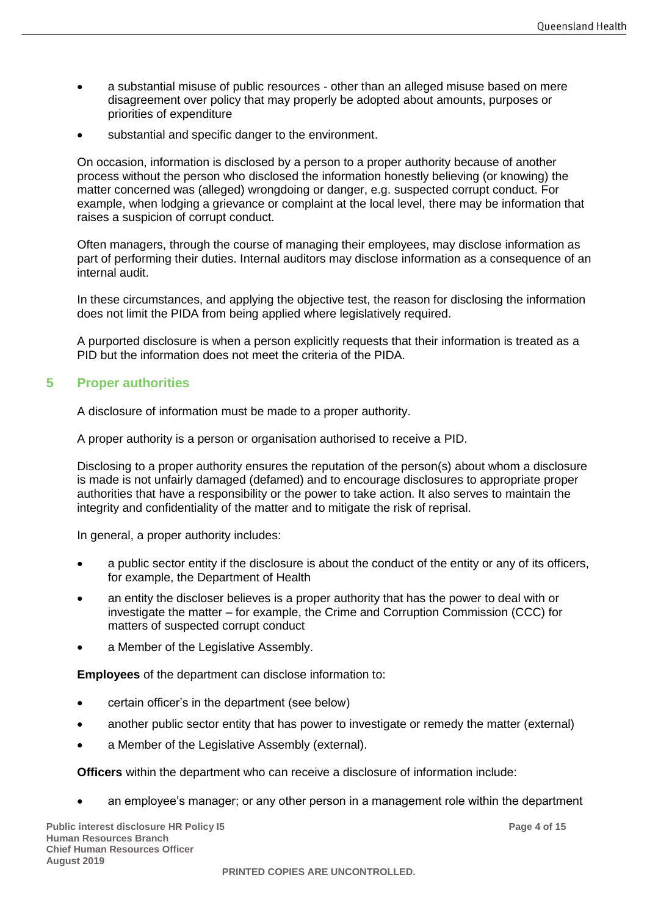- a substantial misuse of public resources - other than an alleged misuse based on mere disagreement over policy that may properly be adopted about amounts, purposes or priorities of expenditure
- substantial and specific danger to the environment.

On occasion, information is disclosed by a person to a proper authority because of another process without the person who disclosed the information honestly believing (or knowing) the matter concerned was (alleged) wrongdoing or danger, e.g. suspected corrupt conduct. For example, when lodging a grievance or complaint at the local level, there may be information that raises a suspicion of corrupt conduct.

Often managers, through the course of managing their employees, may disclose information as part of performing their duties. Internal auditors may disclose information as a consequence of an internal audit.

In these circumstances, and applying the objective test, the reason for disclosing the information does not limit the PIDA from being applied where legislatively required.

A purported disclosure is when a person explicitly requests that their information is treated as a PID but the information does not meet the criteria of the PIDA.

## 5 Proper authorities

A disclosure of information must be made to a proper authority.

A proper authority is a person or organisation authorised to receive a PID.

Disclosing to a proper authority ensures the reputation of the person(s) about whom a disclosure is made is not unfairly damaged (defamed) and to encourage disclosures to appropriate proper authorities that have a responsibility or the power to take action. It also serves to maintain the integrity and confidentiality of the matter and to mitigate the risk of reprisal.

In general, a proper authority includes:

- a public sector entity if the disclosure is about the conduct of the entity or any of its officers, for example, the Department of Health
- an entity the discloser believes is a proper authority that has the power to deal with or investigate the matter – for example, the Crime and Corruption Commission (CCC) for matters of suspected corrupt conduct
- a Member of the Legislative Assembly.

**Employees** of the department can disclose information to:

- certain officer's in the department (see below)
- another public sector entity that has power to investigate or remedy the matter (external)
- a Member of the Legislative Assembly (external).

**Officers** within the department who can receive a disclosure of information include:

- an employee's manager; or any other person in a management role within the department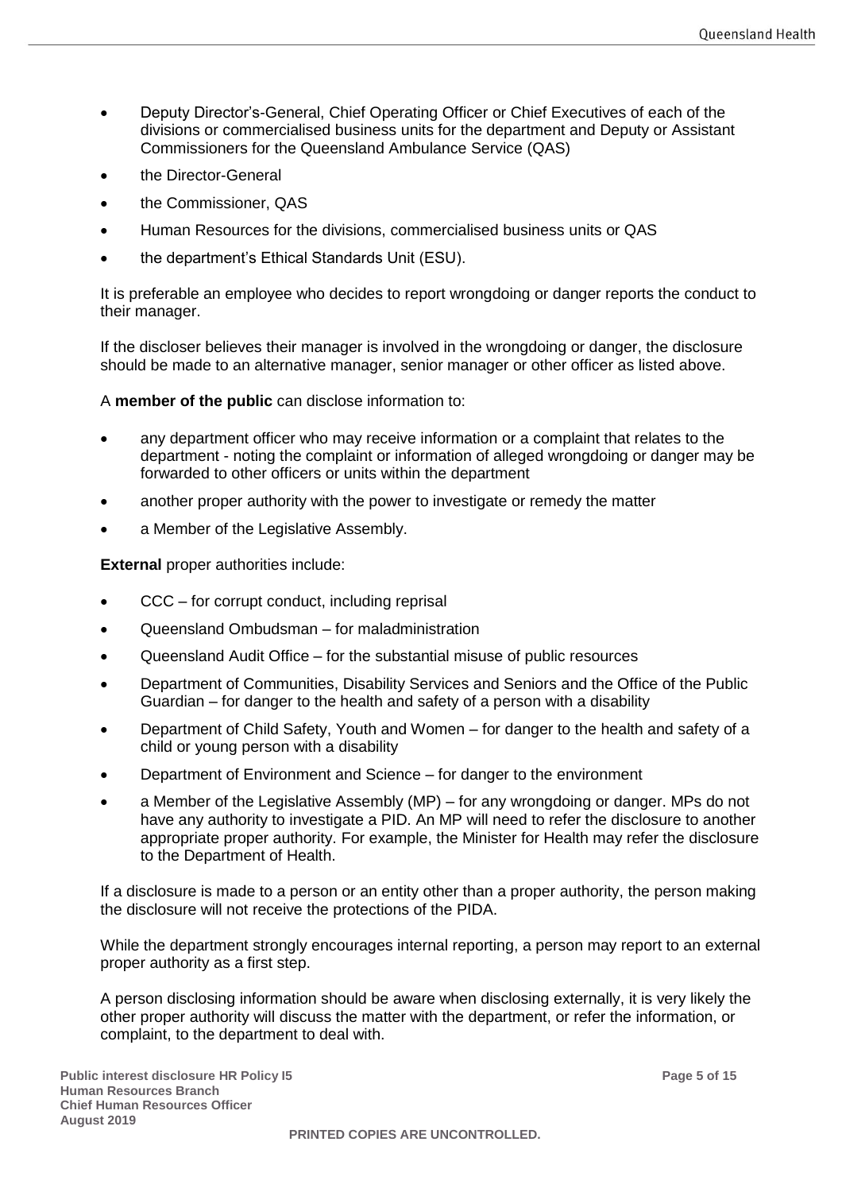- Deputy Director's-General, Chief Operating Officer or Chief Executives of each of the divisions or commercialised business units for the department and Deputy or Assistant Commissioners for the Queensland Ambulance Service (QAS)
- the Director-General
- the Commissioner, QAS
- Human Resources for the divisions, commercialised business units or QAS
- the department's Ethical Standards Unit (ESU).

It is preferable an employee who decides to report wrongdoing or danger reports the conduct to their manager.

If the discloser believes their manager is involved in the wrongdoing or danger, the disclosure should be made to an alternative manager, senior manager or other officer as listed above.

A **member of the public** can disclose information to:

- any department officer who may receive information or a complaint that relates to the department - noting the complaint or information of alleged wrongdoing or danger may be forwarded to other officers or units within the department
- another proper authority with the power to investigate or remedy the matter
- a Member of the Legislative Assembly.

**External** proper authorities include:

- CCC – for corrupt conduct, including reprisal
- Queensland Ombudsman – for maladministration
- Queensland Audit Office – for the substantial misuse of public resources
- Department of Communities, Disability Services and Seniors and the Office of the Public Guardian – for danger to the health and safety of a person with a disability
- Department of Child Safety, Youth and Women – for danger to the health and safety of a child or young person with a disability
- Department of Environment and Science – for danger to the environment
- a Member of the Legislative Assembly (MP) – for any wrongdoing or danger. MPs do not have any authority to investigate a PID. An MP will need to refer the disclosure to another appropriate proper authority. For example, the Minister for Health may refer the disclosure to the Department of Health.

If a disclosure is made to a person or an entity other than a proper authority, the person making the disclosure will not receive the protections of the PIDA.

While the department strongly encourages internal reporting, a person may report to an external proper authority as a first step.

A person disclosing information should be aware when disclosing externally, it is very likely the other proper authority will discuss the matter with the department, or refer the information, or complaint, to the department to deal with.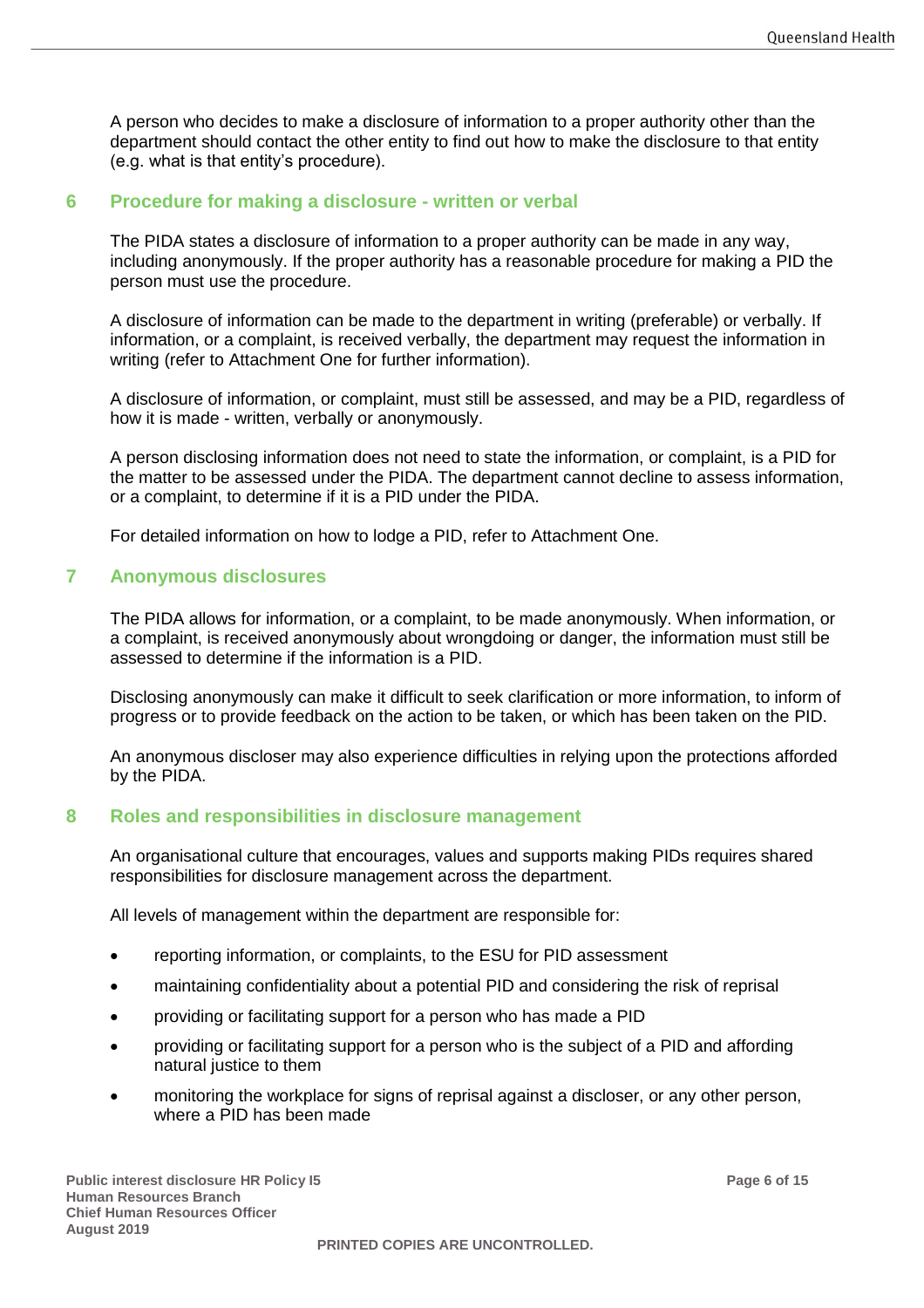A person who decides to make a disclosure of information to a proper authority other than the department should contact the other entity to find out how to make the disclosure to that entity (e.g. what is that entity's procedure).

## 6 Procedure for making a disclosure - written or verbal

The PIDA states a disclosure of information to a proper authority can be made in any way, including anonymously. If the proper authority has a reasonable procedure for making a PID the person must use the procedure.

A disclosure of information can be made to the department in writing (preferable) or verbally. If information, or a complaint, is received verbally, the department may request the information in writing (refer to Attachment One for further information).

A disclosure of information, or complaint, must still be assessed, and may be a PID, regardless of how it is made - written, verbally or anonymously.

A person disclosing information does not need to state the information, or complaint, is a PID for the matter to be assessed under the PIDA. The department cannot decline to assess information, or a complaint, to determine if it is a PID under the PIDA.

For detailed information on how to lodge a PID, refer to Attachment One.

## 7 Anonymous disclosures

The PIDA allows for information, or a complaint, to be made anonymously. When information, or a complaint, is received anonymously about wrongdoing or danger, the information must still be assessed to determine if the information is a PID.

Disclosing anonymously can make it difficult to seek clarification or more information, to inform of progress or to provide feedback on the action to be taken, or which has been taken on the PID.

An anonymous discloser may also experience difficulties in relying upon the protections afforded by the PIDA.

## 8 Roles and responsibilities in disclosure management

An organisational culture that encourages, values and supports making PIDs requires shared responsibilities for disclosure management across the department.

All levels of management within the department are responsible for:

- reporting information, or complaints, to the ESU for PID assessment
- maintaining confidentiality about a potential PID and considering the risk of reprisal
- providing or facilitating support for a person who has made a PID
- providing or facilitating support for a person who is the subject of a PID and affording natural justice to them
- monitoring the workplace for signs of reprisal against a discloser, or any other person, where a PID has been made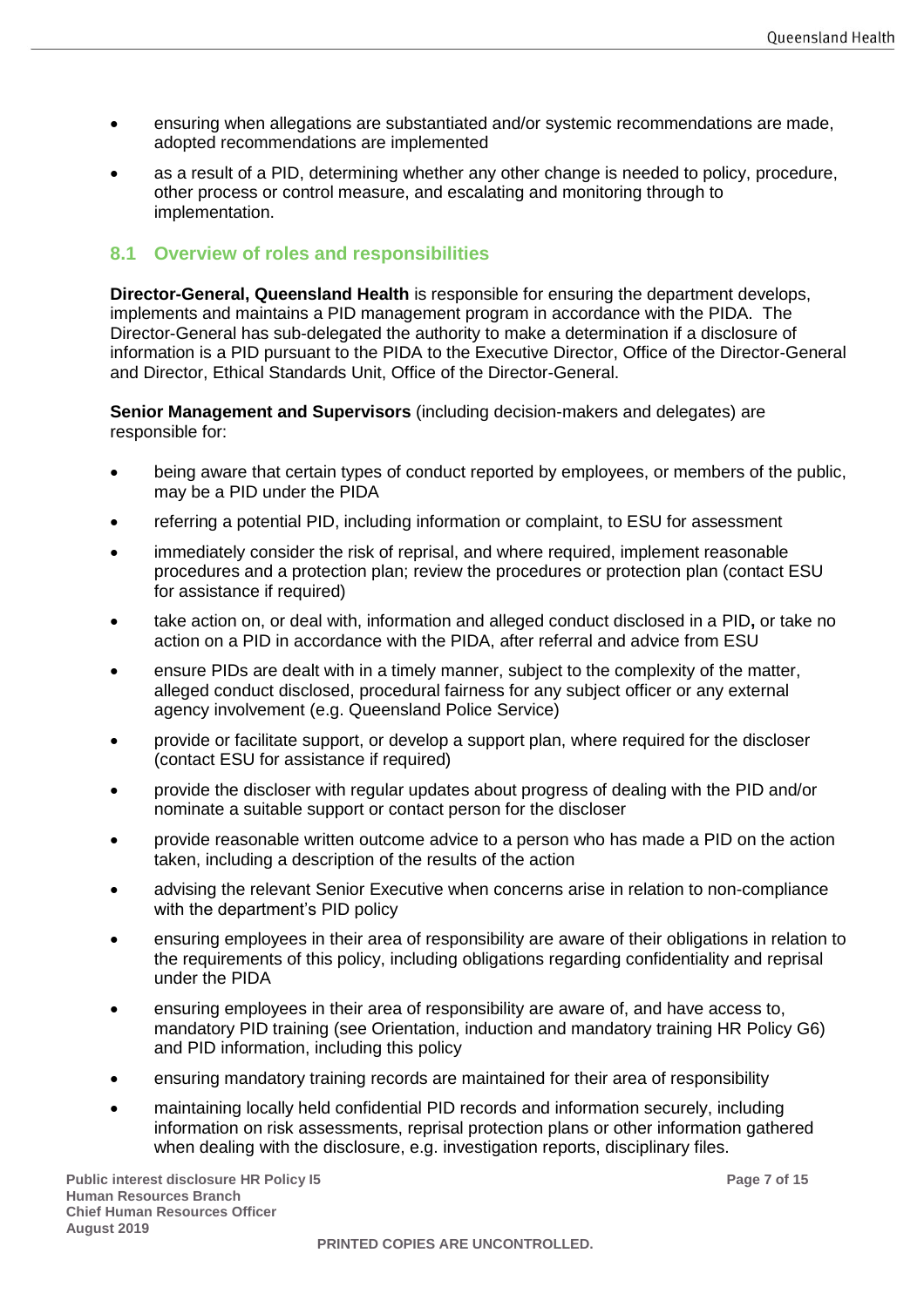- ensuring when allegations are substantiated and/or systemic recommendations are made, adopted recommendations are implemented
- as a result of a PID, determining whether any other change is needed to policy, procedure, other process or control measure, and escalating and monitoring through to implementation.

## 8.1 Overview of roles and responsibilities

**Director-General, Queensland Health** is responsible for ensuring the department develops, implements and maintains a PID management program in accordance with the PIDA. The Director-General has sub-delegated the authority to make a determination if a disclosure of information is a PID pursuant to the PIDA to the Executive Director, Office of the Director-General and Director, Ethical Standards Unit, Office of the Director-General.

**Senior Management and Supervisors** (including decision-makers and delegates) are responsible for:

- being aware that certain types of conduct reported by employees, or members of the public, may be a PID under the PIDA
- referring a potential PID, including information or complaint, to ESU for assessment
- immediately consider the risk of reprisal, and where required, implement reasonable procedures and a protection plan; review the procedures or protection plan (contact ESU for assistance if required)
- take action on, or deal with, information and alleged conduct disclosed in a PID**,** or take no action on a PID in accordance with the PIDA, after referral and advice from ESU
- ensure PIDs are dealt with in a timely manner, subject to the complexity of the matter, alleged conduct disclosed, procedural fairness for any subject officer or any external agency involvement (e.g. Queensland Police Service)
- provide or facilitate support, or develop a support plan, where required for the discloser (contact ESU for assistance if required)
- provide the discloser with regular updates about progress of dealing with the PID and/or nominate a suitable support or contact person for the discloser
- provide reasonable written outcome advice to a person who has made a PID on the action taken, including a description of the results of the action
- advising the relevant Senior Executive when concerns arise in relation to non-compliance with the department's PID policy
- ensuring employees in their area of responsibility are aware of their obligations in relation to the requirements of this policy, including obligations regarding confidentiality and reprisal under the PIDA
- ensuring employees in their area of responsibility are aware of, and have access to, mandatory PID training (see Orientation, induction and mandatory training HR Policy G6) and PID information, including this policy
- ensuring mandatory training records are maintained for their area of responsibility
- maintaining locally held confidential PID records and information securely, including information on risk assessments, reprisal protection plans or other information gathered when dealing with the disclosure, e.g. investigation reports, disciplinary files.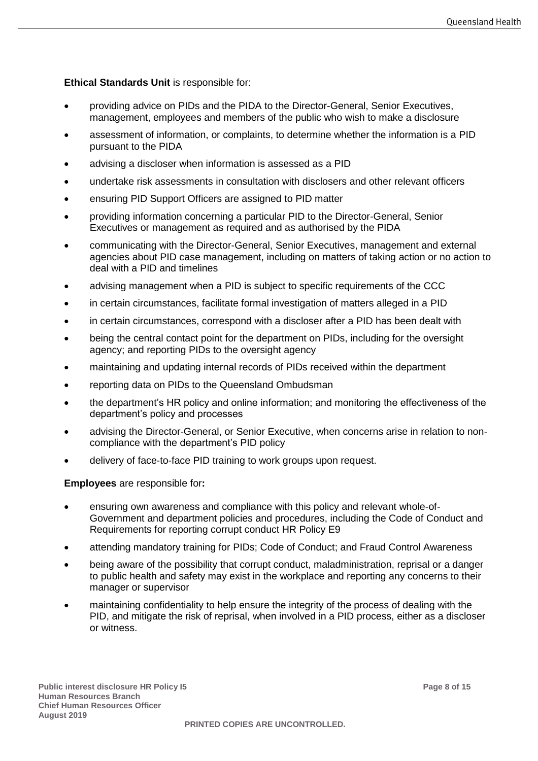**Ethical Standards Unit** is responsible for:

- providing advice on PIDs and the PIDA to the Director-General, Senior Executives, management, employees and members of the public who wish to make a disclosure
- assessment of information, or complaints, to determine whether the information is a PID pursuant to the PIDA
- advising a discloser when information is assessed as a PID
- undertake risk assessments in consultation with disclosers and other relevant officers
- ensuring PID Support Officers are assigned to PID matter
- providing information concerning a particular PID to the Director-General, Senior Executives or management as required and as authorised by the PIDA
- communicating with the Director-General, Senior Executives, management and external agencies about PID case management, including on matters of taking action or no action to deal with a PID and timelines
- advising management when a PID is subject to specific requirements of the CCC
- in certain circumstances, facilitate formal investigation of matters alleged in a PID
- in certain circumstances, correspond with a discloser after a PID has been dealt with
- being the central contact point for the department on PIDs, including for the oversight agency; and reporting PIDs to the oversight agency
- maintaining and updating internal records of PIDs received within the department
- reporting data on PIDs to the Queensland Ombudsman
- the department's HR policy and online information; and monitoring the effectiveness of the department's policy and processes
- advising the Director-General, or Senior Executive, when concerns arise in relation to non-compliance with the department's PID policy
- delivery of face-to-face PID training to work groups upon request.

**Employees** are responsible for**:**

- ensuring own awareness and compliance with this policy and relevant whole-of-Government and department policies and procedures, including the Code of Conduct and Requirements for reporting corrupt conduct HR Policy E9
- attending mandatory training for PIDs; Code of Conduct; and Fraud Control Awareness
- being aware of the possibility that corrupt conduct, maladministration, reprisal or a danger to public health and safety may exist in the workplace and reporting any concerns to their manager or supervisor
- maintaining confidentiality to help ensure the integrity of the process of dealing with the PID, and mitigate the risk of reprisal, when involved in a PID process, either as a discloser or witness.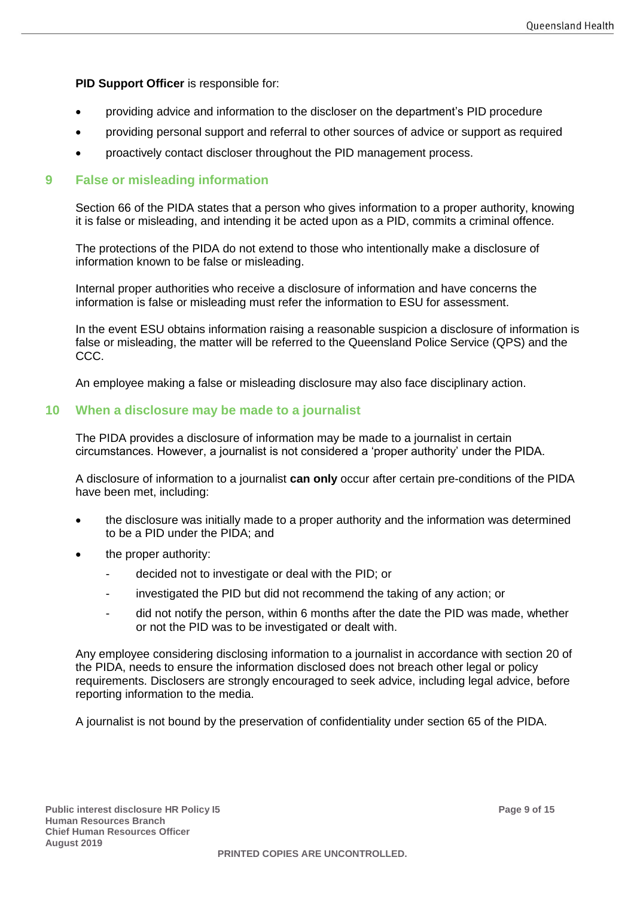**PID Support Officer** is responsible for:

- providing advice and information to the discloser on the department's PID procedure
- providing personal support and referral to other sources of advice or support as required
- proactively contact discloser throughout the PID management process.

## 9 False or misleading information

Section 66 of the PIDA states that a person who gives information to a proper authority, knowing it is false or misleading, and intending it be acted upon as a PID, commits a criminal offence.

The protections of the PIDA do not extend to those who intentionally make a disclosure of information known to be false or misleading.

Internal proper authorities who receive a disclosure of information and have concerns the information is false or misleading must refer the information to ESU for assessment.

In the event ESU obtains information raising a reasonable suspicion a disclosure of information is false or misleading, the matter will be referred to the Queensland Police Service (QPS) and the CCC.

An employee making a false or misleading disclosure may also face disciplinary action.

## 10 When a disclosure may be made to a journalist

The PIDA provides a disclosure of information may be made to a journalist in certain circumstances. However, a journalist is not considered a 'proper authority' under the PIDA.

A disclosure of information to a journalist **can only** occur after certain pre-conditions of the PIDA have been met, including:

- the disclosure was initially made to a proper authority and the information was determined to be a PID under the PIDA; and
- the proper authority:
  - decided not to investigate or deal with the PID; or
  - investigated the PID but did not recommend the taking of any action; or
  - did not notify the person, within 6 months after the date the PID was made, whether or not the PID was to be investigated or dealt with.

Any employee considering disclosing information to a journalist in accordance with section 20 of the PIDA, needs to ensure the information disclosed does not breach other legal or policy requirements. Disclosers are strongly encouraged to seek advice, including legal advice, before reporting information to the media.

A journalist is not bound by the preservation of confidentiality under section 65 of the PIDA.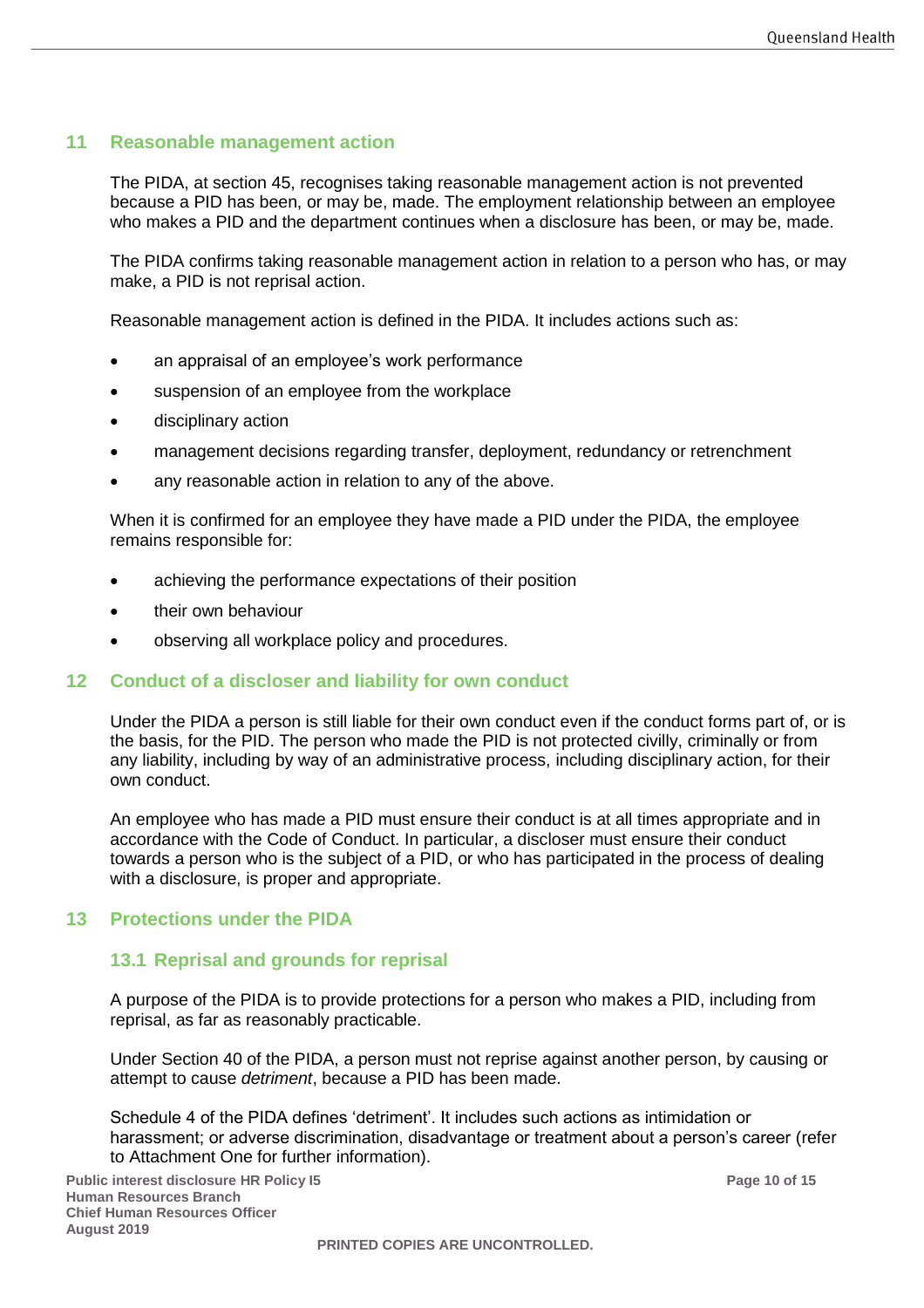## 11 Reasonable management action

The PIDA, at section 45, recognises taking reasonable management action is not prevented because a PID has been, or may be, made. The employment relationship between an employee who makes a PID and the department continues when a disclosure has been, or may be, made.

The PIDA confirms taking reasonable management action in relation to a person who has, or may make, a PID is not reprisal action.

Reasonable management action is defined in the PIDA. It includes actions such as:

- an appraisal of an employee's work performance
- suspension of an employee from the workplace
- disciplinary action
- management decisions regarding transfer, deployment, redundancy or retrenchment
- any reasonable action in relation to any of the above.

When it is confirmed for an employee they have made a PID under the PIDA, the employee remains responsible for:

- achieving the performance expectations of their position
- their own behaviour
- observing all workplace policy and procedures.

## 12 Conduct of a discloser and liability for own conduct

Under the PIDA a person is still liable for their own conduct even if the conduct forms part of, or is the basis, for the PID. The person who made the PID is not protected civilly, criminally or from any liability, including by way of an administrative process, including disciplinary action, for their own conduct.

An employee who has made a PID must ensure their conduct is at all times appropriate and in accordance with the Code of Conduct. In particular, a discloser must ensure their conduct towards a person who is the subject of a PID, or who has participated in the process of dealing with a disclosure, is proper and appropriate.

## 13 Protections under the PIDA

### 13.1 Reprisal and grounds for reprisal

A purpose of the PIDA is to provide protections for a person who makes a PID, including from reprisal, as far as reasonably practicable.

Under Section 40 of the PIDA, a person must not reprise against another person, by causing or attempt to cause *detriment*, because a PID has been made.

Schedule 4 of the PIDA defines 'detriment'. It includes such actions as intimidation or harassment; or adverse discrimination, disadvantage or treatment about a person's career (refer to Attachment One for further information).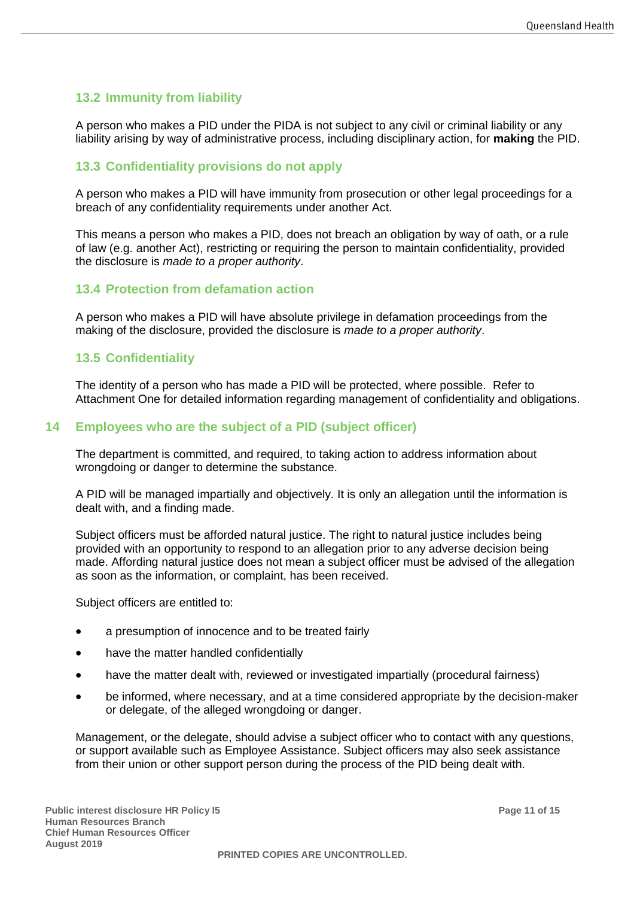### 13.2 Immunity from liability

A person who makes a PID under the PIDA is not subject to any civil or criminal liability or any liability arising by way of administrative process, including disciplinary action, for **making** the PID.

### 13.3 Confidentiality provisions do not apply

A person who makes a PID will have immunity from prosecution or other legal proceedings for a breach of any confidentiality requirements under another Act.

This means a person who makes a PID, does not breach an obligation by way of oath, or a rule of law (e.g. another Act), restricting or requiring the person to maintain confidentiality, provided the disclosure is *made to a proper authority*.

### 13.4 Protection from defamation action

A person who makes a PID will have absolute privilege in defamation proceedings from the making of the disclosure, provided the disclosure is *made to a proper authority*.

### 13.5 Confidentiality

The identity of a person who has made a PID will be protected, where possible. Refer to Attachment One for detailed information regarding management of confidentiality and obligations.

## 14 Employees who are the subject of a PID (subject officer)

The department is committed, and required, to taking action to address information about wrongdoing or danger to determine the substance.

A PID will be managed impartially and objectively. It is only an allegation until the information is dealt with, and a finding made.

Subject officers must be afforded natural justice. The right to natural justice includes being provided with an opportunity to respond to an allegation prior to any adverse decision being made. Affording natural justice does not mean a subject officer must be advised of the allegation as soon as the information, or complaint, has been received.

Subject officers are entitled to:

- a presumption of innocence and to be treated fairly
- have the matter handled confidentially
- have the matter dealt with, reviewed or investigated impartially (procedural fairness)
- be informed, where necessary, and at a time considered appropriate by the decision-maker or delegate, of the alleged wrongdoing or danger.

Management, or the delegate, should advise a subject officer who to contact with any questions, or support available such as Employee Assistance. Subject officers may also seek assistance from their union or other support person during the process of the PID being dealt with.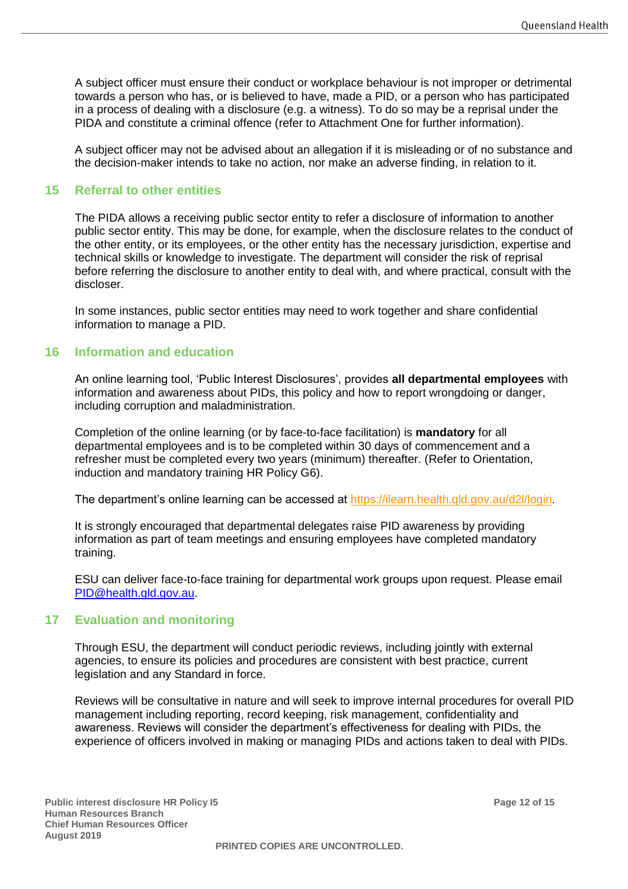A subject officer must ensure their conduct or workplace behaviour is not improper or detrimental towards a person who has, or is believed to have, made a PID, or a person who has participated in a process of dealing with a disclosure (e.g. a witness). To do so may be a reprisal under the PIDA and constitute a criminal offence (refer to Attachment One for further information).

A subject officer may not be advised about an allegation if it is misleading or of no substance and the decision-maker intends to take no action, nor make an adverse finding, in relation to it.

## 15 Referral to other entities

The PIDA allows a receiving public sector entity to refer a disclosure of information to another public sector entity. This may be done, for example, when the disclosure relates to the conduct of the other entity, or its employees, or the other entity has the necessary jurisdiction, expertise and technical skills or knowledge to investigate. The department will consider the risk of reprisal before referring the disclosure to another entity to deal with, and where practical, consult with the discloser.

In some instances, public sector entities may need to work together and share confidential information to manage a PID.

## 16 Information and education

An online learning tool, 'Public Interest Disclosures', provides **all departmental employees** with information and awareness about PIDs, this policy and how to report wrongdoing or danger, including corruption and maladministration.

Completion of the online learning (or by face-to-face facilitation) is **mandatory** for all departmental employees and is to be completed within 30 days of commencement and a refresher must be completed every two years (minimum) thereafter. (Refer to Orientation, induction and mandatory training HR Policy G6).

The department's online learning can be accessed at https://ilearn.health.qld.gov.au/d2l/login.

It is strongly encouraged that departmental delegates raise PID awareness by providing information as part of team meetings and ensuring employees have completed mandatory training.

ESU can deliver face-to-face training for departmental work groups upon request. Please email PID@health.qld.gov.au.

## 17 Evaluation and monitoring

Through ESU, the department will conduct periodic reviews, including jointly with external agencies, to ensure its policies and procedures are consistent with best practice, current legislation and any Standard in force.

Reviews will be consultative in nature and will seek to improve internal procedures for overall PID management including reporting, record keeping, risk management, confidentiality and awareness. Reviews will consider the department's effectiveness for dealing with PIDs, the experience of officers involved in making or managing PIDs and actions taken to deal with PIDs.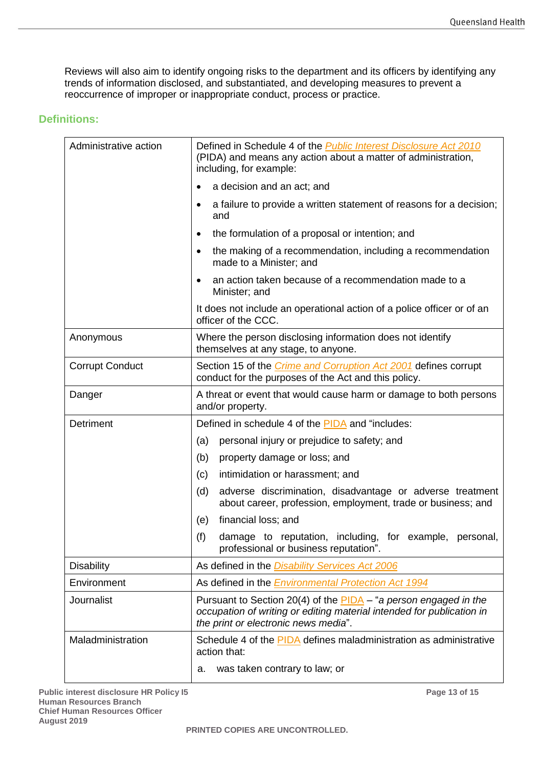Reviews will also aim to identify ongoing risks to the department and its officers by identifying any trends of information disclosed, and substantiated, and developing measures to prevent a reoccurrence of improper or inappropriate conduct, process or practice.

## Definitions:

| | |
|---|---|
| Administrative action | Defined in Schedule 4 of the *Public Interest Disclosure Act 2010* (PIDA) and means any action about a matter of administration, including, for example:<br>• a decision and an act; and<br>• a failure to provide a written statement of reasons for a decision; and<br>• the formulation of a proposal or intention; and<br>• the making of a recommendation, including a recommendation made to a Minister; and<br>• an action taken because of a recommendation made to a Minister; and<br>It does not include an operational action of a police officer or of an officer of the CCC. |
| Anonymous | Where the person disclosing information does not identify themselves at any stage, to anyone. |
| Corrupt Conduct | Section 15 of the *Crime and Corruption Act 2001* defines corrupt conduct for the purposes of the Act and this policy. |
| Danger | A threat or event that would cause harm or damage to both persons and/or property. |
| Detriment | Defined in schedule 4 of the PIDA and "includes:<br>(a) personal injury or prejudice to safety; and<br>(b) property damage or loss; and<br>(c) intimidation or harassment; and<br>(d) adverse discrimination, disadvantage or adverse treatment about career, profession, employment, trade or business; and<br>(e) financial loss; and<br>(f) damage to reputation, including, for example, personal, professional or business reputation". |
| Disability | As defined in the *Disability Services Act 2006* |
| Environment | As defined in the *Environmental Protection Act 1994* |
| Journalist | Pursuant to Section 20(4) of the PIDA – "*a person engaged in the occupation of writing or editing material intended for publication in the print or electronic news media*". |
| Maladministration | Schedule 4 of the PIDA defines maladministration as administrative action that:<br>a. was taken contrary to law; or |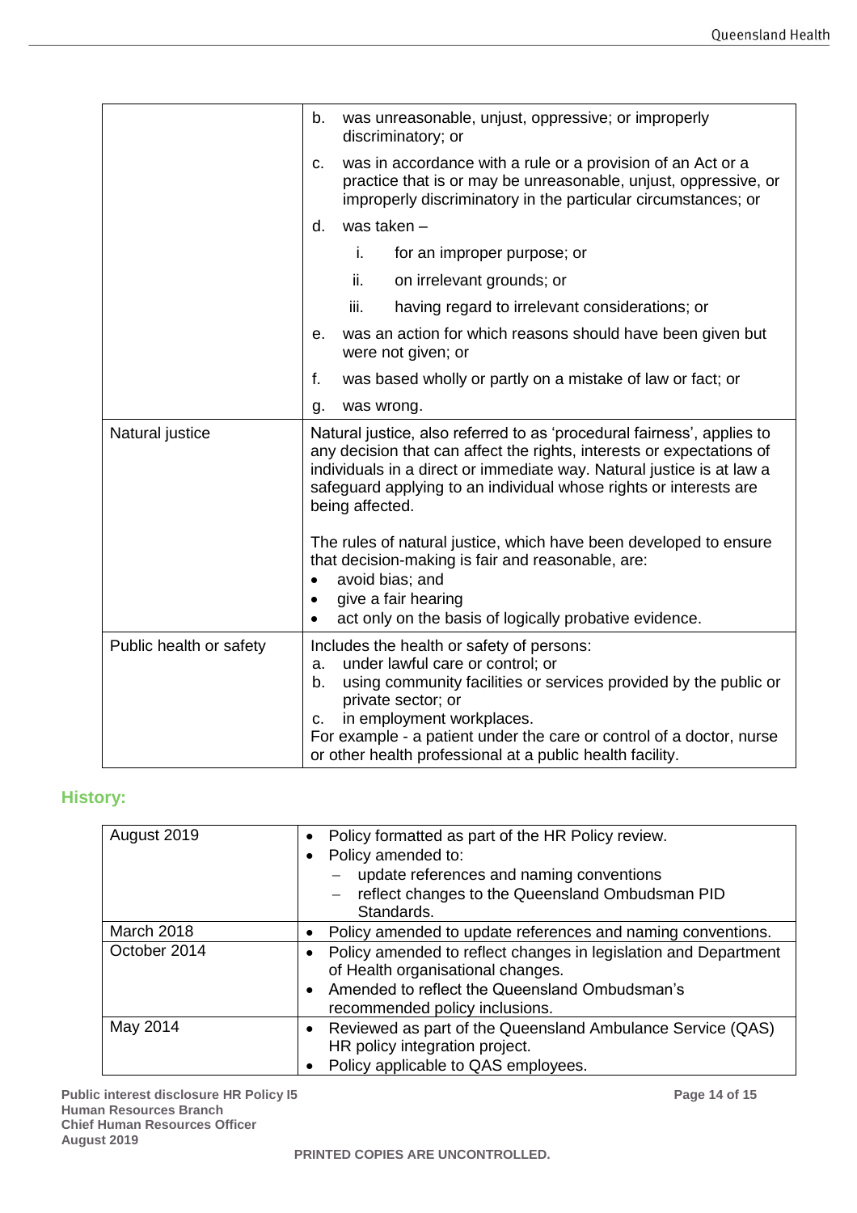| | |
|---|---|
| | b. was unreasonable, unjust, oppressive; or improperly discriminatory; or<br>c. was in accordance with a rule or a provision of an Act or a practice that is or may be unreasonable, unjust, oppressive, or improperly discriminatory in the particular circumstances; or<br>d. was taken –<br>i. for an improper purpose; or<br>ii. on irrelevant grounds; or<br>iii. having regard to irrelevant considerations; or<br>e. was an action for which reasons should have been given but were not given; or<br>f. was based wholly or partly on a mistake of law or fact; or<br>g. was wrong. |
| Natural justice | Natural justice, also referred to as 'procedural fairness', applies to any decision that can affect the rights, interests or expectations of individuals in a direct or immediate way. Natural justice is at law a safeguard applying to an individual whose rights or interests are being affected.<br><br>The rules of natural justice, which have been developed to ensure that decision-making is fair and reasonable, are:<br>• avoid bias; and<br>• give a fair hearing<br>• act only on the basis of logically probative evidence. |
| Public health or safety | Includes the health or safety of persons:<br>a. under lawful care or control; or<br>b. using community facilities or services provided by the public or private sector; or<br>c. in employment workplaces.<br>For example - a patient under the care or control of a doctor, nurse or other health professional at a public health facility. |

## History:

| | |
|---|---|
| August 2019 | • Policy formatted as part of the HR Policy review.<br>• Policy amended to:<br>– update references and naming conventions<br>– reflect changes to the Queensland Ombudsman PID Standards. |
| March 2018 | • Policy amended to update references and naming conventions. |
| October 2014 | • Policy amended to reflect changes in legislation and Department of Health organisational changes.<br>• Amended to reflect the Queensland Ombudsman's recommended policy inclusions. |
| May 2014 | • Reviewed as part of the Queensland Ambulance Service (QAS) HR policy integration project.<br>• Policy applicable to QAS employees. |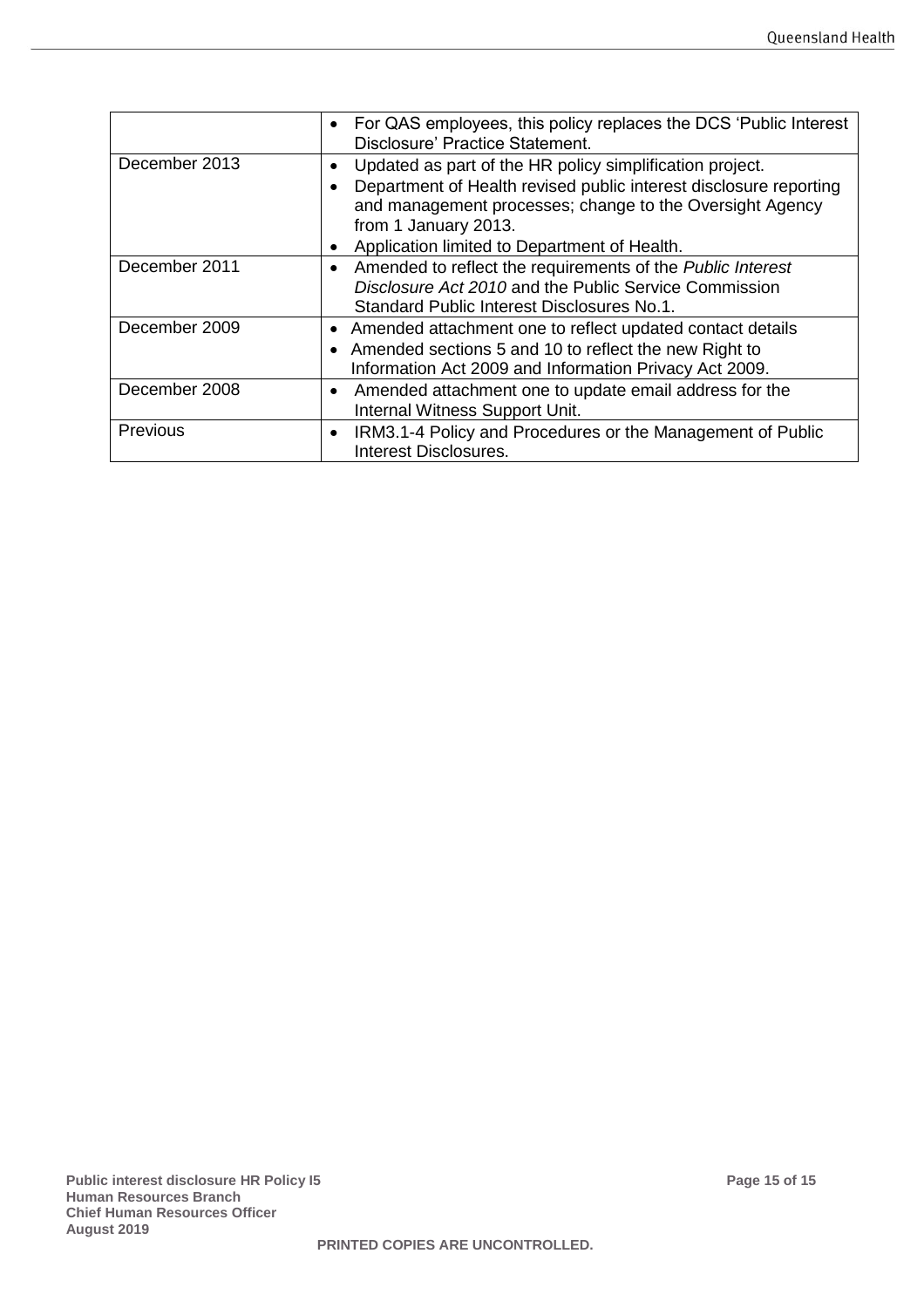| | |
|---|---|
| | • For QAS employees, this policy replaces the DCS 'Public Interest Disclosure' Practice Statement. |
| December 2013 | • Updated as part of the HR policy simplification project.<br>• Department of Health revised public interest disclosure reporting and management processes; change to the Oversight Agency from 1 January 2013.<br>• Application limited to Department of Health. |
| December 2011 | • Amended to reflect the requirements of the *Public Interest Disclosure Act 2010* and the Public Service Commission Standard Public Interest Disclosures No.1. |
| December 2009 | • Amended attachment one to reflect updated contact details<br>• Amended sections 5 and 10 to reflect the new Right to Information Act 2009 and Information Privacy Act 2009. |
| December 2008 | • Amended attachment one to update email address for the Internal Witness Support Unit. |
| Previous | • IRM3.1-4 Policy and Procedures or the Management of Public Interest Disclosures. |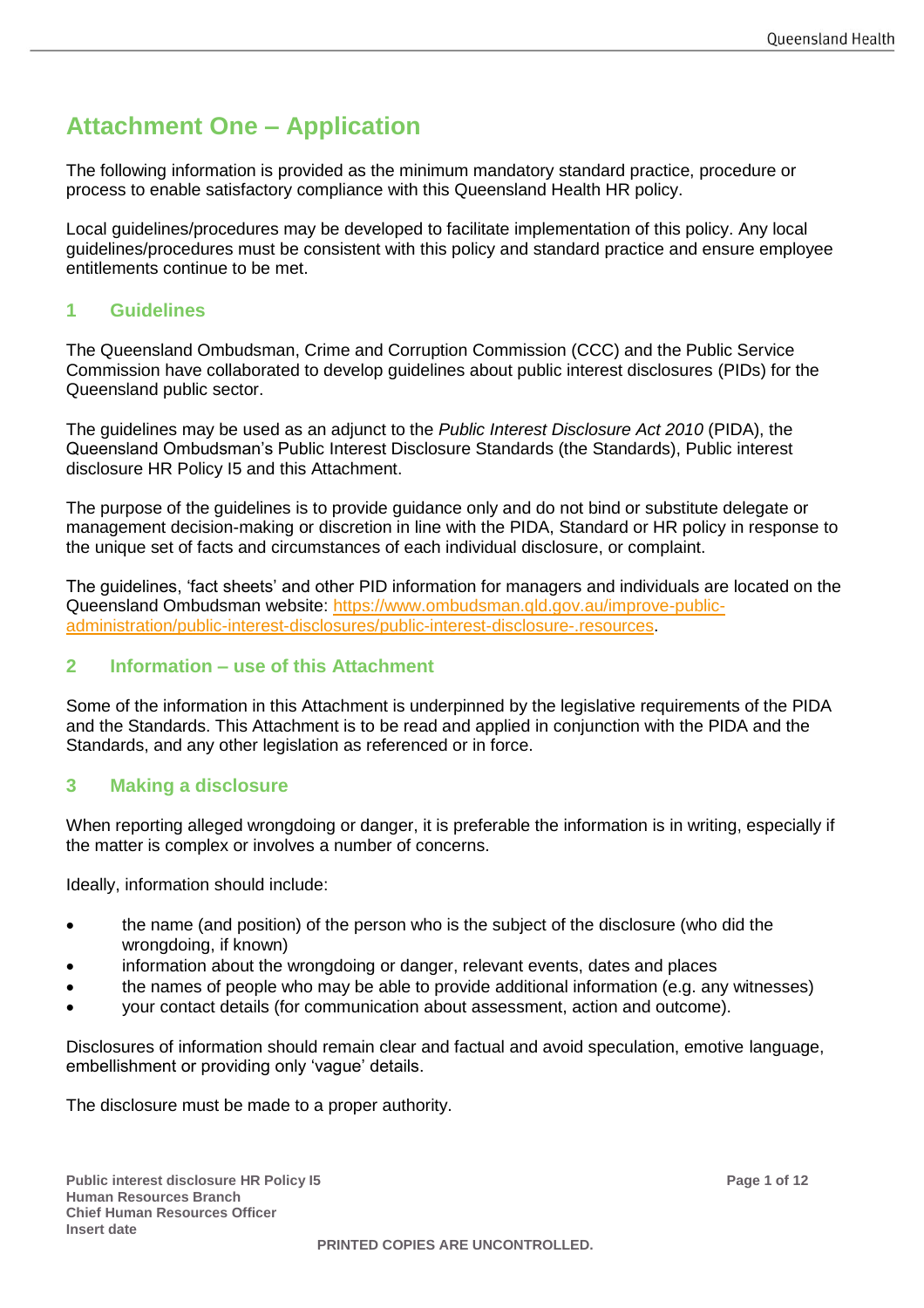# Attachment One – Application

The following information is provided as the minimum mandatory standard practice, procedure or process to enable satisfactory compliance with this Queensland Health HR policy.

Local guidelines/procedures may be developed to facilitate implementation of this policy. Any local guidelines/procedures must be consistent with this policy and standard practice and ensure employee entitlements continue to be met.

## 1 Guidelines

The Queensland Ombudsman, Crime and Corruption Commission (CCC) and the Public Service Commission have collaborated to develop guidelines about public interest disclosures (PIDs) for the Queensland public sector.

The guidelines may be used as an adjunct to the *Public Interest Disclosure Act 2010* (PIDA), the Queensland Ombudsman's Public Interest Disclosure Standards (the Standards), Public interest disclosure HR Policy I5 and this Attachment.

The purpose of the guidelines is to provide guidance only and do not bind or substitute delegate or management decision-making or discretion in line with the PIDA, Standard or HR policy in response to the unique set of facts and circumstances of each individual disclosure, or complaint.

The guidelines, 'fact sheets' and other PID information for managers and individuals are located on the Queensland Ombudsman website: [https://www.ombudsman.qld.gov.au/improve-public-administration/public-interest-disclosures/public-interest-disclosure-.resources](https://www.ombudsman.qld.gov.au/improve-public-administration/public-interest-disclosures/public-interest-disclosure-.resources).

## 2 Information – use of this Attachment

Some of the information in this Attachment is underpinned by the legislative requirements of the PIDA and the Standards. This Attachment is to be read and applied in conjunction with the PIDA and the Standards, and any other legislation as referenced or in force.

## 3 Making a disclosure

When reporting alleged wrongdoing or danger, it is preferable the information is in writing, especially if the matter is complex or involves a number of concerns.

Ideally, information should include:

- the name (and position) of the person who is the subject of the disclosure (who did the wrongdoing, if known)
- information about the wrongdoing or danger, relevant events, dates and places
- the names of people who may be able to provide additional information (e.g. any witnesses)
- your contact details (for communication about assessment, action and outcome).

Disclosures of information should remain clear and factual and avoid speculation, emotive language, embellishment or providing only 'vague' details.

The disclosure must be made to a proper authority.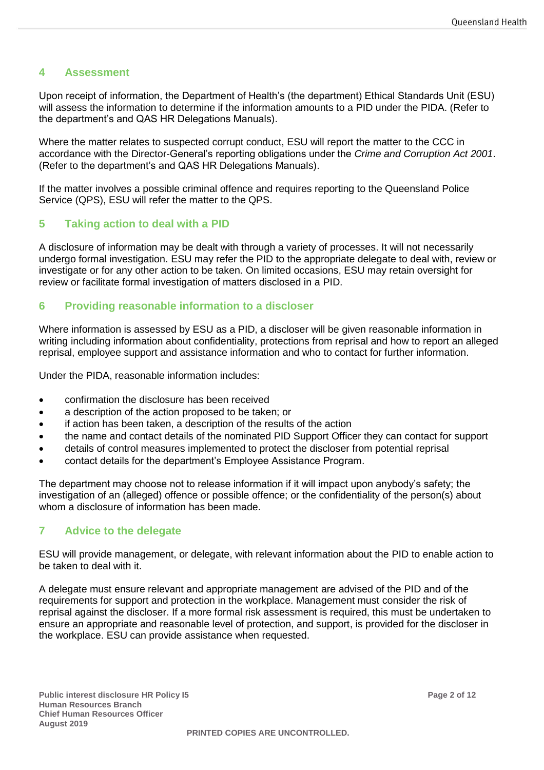## 4 Assessment

Upon receipt of information, the Department of Health's (the department) Ethical Standards Unit (ESU) will assess the information to determine if the information amounts to a PID under the PIDA. (Refer to the department's and QAS HR Delegations Manuals).

Where the matter relates to suspected corrupt conduct, ESU will report the matter to the CCC in accordance with the Director-General's reporting obligations under the *Crime and Corruption Act 2001*. (Refer to the department's and QAS HR Delegations Manuals).

If the matter involves a possible criminal offence and requires reporting to the Queensland Police Service (QPS), ESU will refer the matter to the QPS.

## 5 Taking action to deal with a PID

A disclosure of information may be dealt with through a variety of processes. It will not necessarily undergo formal investigation. ESU may refer the PID to the appropriate delegate to deal with, review or investigate or for any other action to be taken. On limited occasions, ESU may retain oversight for review or facilitate formal investigation of matters disclosed in a PID.

## 6 Providing reasonable information to a discloser

Where information is assessed by ESU as a PID, a discloser will be given reasonable information in writing including information about confidentiality, protections from reprisal and how to report an alleged reprisal, employee support and assistance information and who to contact for further information.

Under the PIDA, reasonable information includes:

- confirmation the disclosure has been received
- a description of the action proposed to be taken; or
- if action has been taken, a description of the results of the action
- the name and contact details of the nominated PID Support Officer they can contact for support
- details of control measures implemented to protect the discloser from potential reprisal
- contact details for the department's Employee Assistance Program.

The department may choose not to release information if it will impact upon anybody's safety; the investigation of an (alleged) offence or possible offence; or the confidentiality of the person(s) about whom a disclosure of information has been made.

## 7 Advice to the delegate

ESU will provide management, or delegate, with relevant information about the PID to enable action to be taken to deal with it.

A delegate must ensure relevant and appropriate management are advised of the PID and of the requirements for support and protection in the workplace. Management must consider the risk of reprisal against the discloser. If a more formal risk assessment is required, this must be undertaken to ensure an appropriate and reasonable level of protection, and support, is provided for the discloser in the workplace. ESU can provide assistance when requested.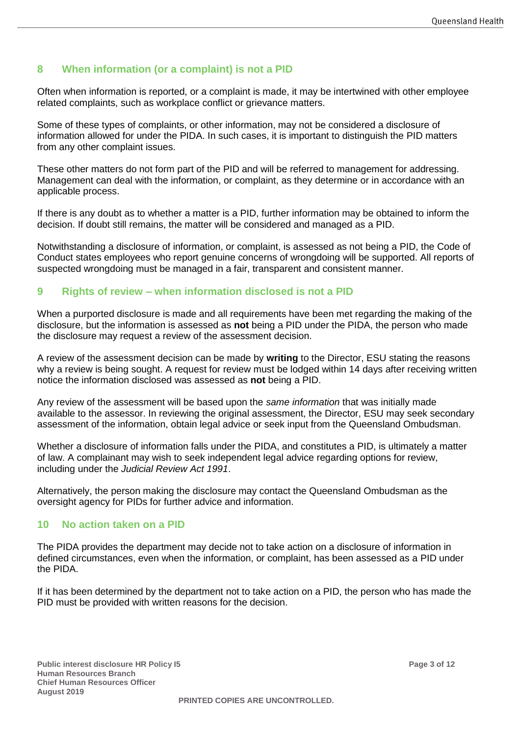## 8 When information (or a complaint) is not a PID

Often when information is reported, or a complaint is made, it may be intertwined with other employee related complaints, such as workplace conflict or grievance matters.

Some of these types of complaints, or other information, may not be considered a disclosure of information allowed for under the PIDA. In such cases, it is important to distinguish the PID matters from any other complaint issues.

These other matters do not form part of the PID and will be referred to management for addressing. Management can deal with the information, or complaint, as they determine or in accordance with an applicable process.

If there is any doubt as to whether a matter is a PID, further information may be obtained to inform the decision. If doubt still remains, the matter will be considered and managed as a PID.

Notwithstanding a disclosure of information, or complaint, is assessed as not being a PID, the Code of Conduct states employees who report genuine concerns of wrongdoing will be supported. All reports of suspected wrongdoing must be managed in a fair, transparent and consistent manner.

## 9 Rights of review – when information disclosed is not a PID

When a purported disclosure is made and all requirements have been met regarding the making of the disclosure, but the information is assessed as **not** being a PID under the PIDA, the person who made the disclosure may request a review of the assessment decision.

A review of the assessment decision can be made by **writing** to the Director, ESU stating the reasons why a review is being sought. A request for review must be lodged within 14 days after receiving written notice the information disclosed was assessed as **not** being a PID.

Any review of the assessment will be based upon the *same information* that was initially made available to the assessor. In reviewing the original assessment, the Director, ESU may seek secondary assessment of the information, obtain legal advice or seek input from the Queensland Ombudsman.

Whether a disclosure of information falls under the PIDA, and constitutes a PID, is ultimately a matter of law. A complainant may wish to seek independent legal advice regarding options for review, including under the *Judicial Review Act 1991*.

Alternatively, the person making the disclosure may contact the Queensland Ombudsman as the oversight agency for PIDs for further advice and information.

## 10 No action taken on a PID

The PIDA provides the department may decide not to take action on a disclosure of information in defined circumstances, even when the information, or complaint, has been assessed as a PID under the PIDA.

If it has been determined by the department not to take action on a PID, the person who has made the PID must be provided with written reasons for the decision.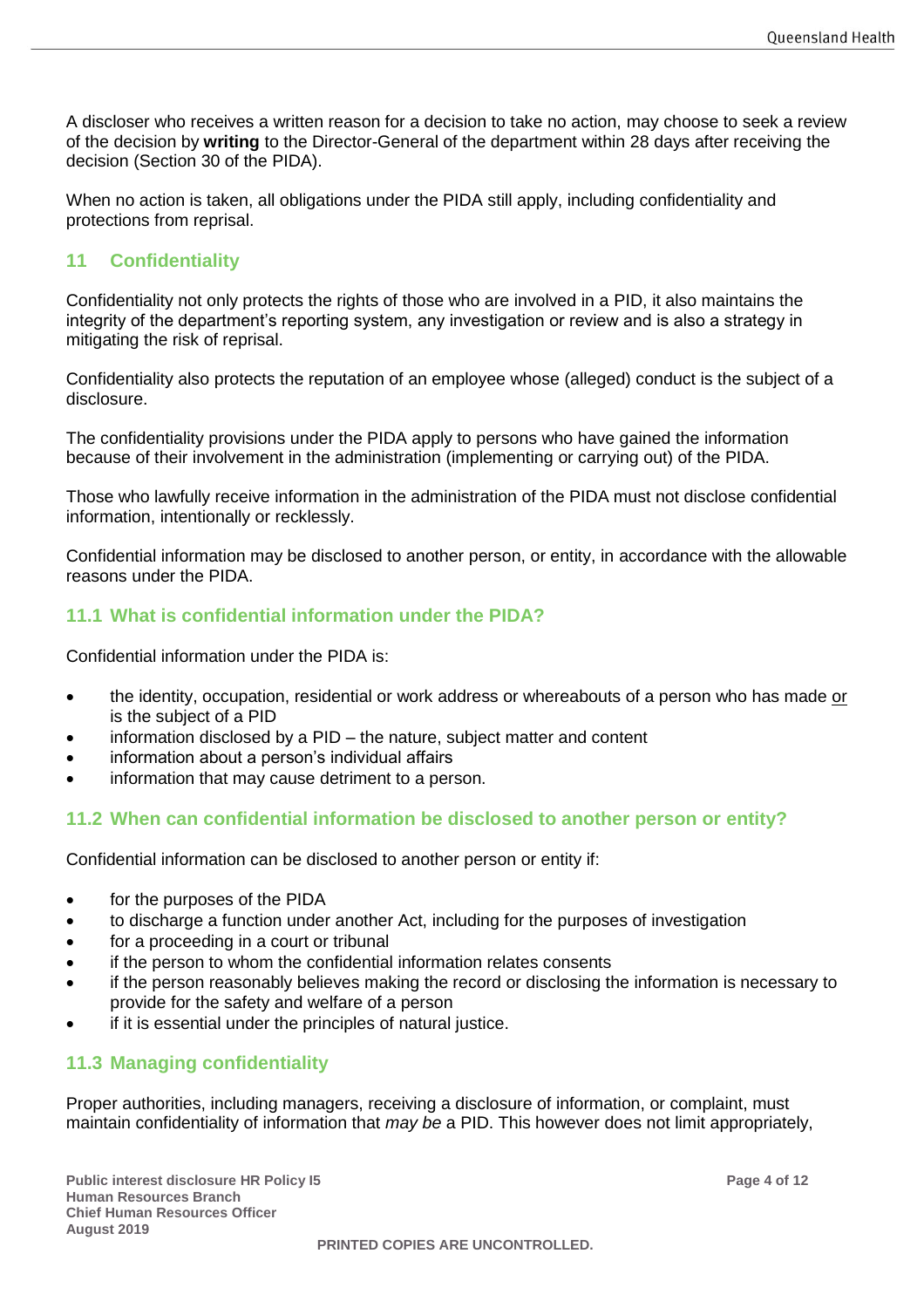A discloser who receives a written reason for a decision to take no action, may choose to seek a review of the decision by **writing** to the Director-General of the department within 28 days after receiving the decision (Section 30 of the PIDA).

When no action is taken, all obligations under the PIDA still apply, including confidentiality and protections from reprisal.

## 11 Confidentiality

Confidentiality not only protects the rights of those who are involved in a PID, it also maintains the integrity of the department's reporting system, any investigation or review and is also a strategy in mitigating the risk of reprisal.

Confidentiality also protects the reputation of an employee whose (alleged) conduct is the subject of a disclosure.

The confidentiality provisions under the PIDA apply to persons who have gained the information because of their involvement in the administration (implementing or carrying out) of the PIDA.

Those who lawfully receive information in the administration of the PIDA must not disclose confidential information, intentionally or recklessly.

Confidential information may be disclosed to another person, or entity, in accordance with the allowable reasons under the PIDA.

### 11.1 What is confidential information under the PIDA?

Confidential information under the PIDA is:

- the identity, occupation, residential or work address or whereabouts of a person who has made <u>or</u> is the subject of a PID
- information disclosed by a PID – the nature, subject matter and content
- information about a person's individual affairs
- information that may cause detriment to a person.

### 11.2 When can confidential information be disclosed to another person or entity?

Confidential information can be disclosed to another person or entity if:

- for the purposes of the PIDA
- to discharge a function under another Act, including for the purposes of investigation
- for a proceeding in a court or tribunal
- if the person to whom the confidential information relates consents
- if the person reasonably believes making the record or disclosing the information is necessary to provide for the safety and welfare of a person
- if it is essential under the principles of natural justice.

### 11.3 Managing confidentiality

Proper authorities, including managers, receiving a disclosure of information, or complaint, must maintain confidentiality of information that *may be* a PID. This however does not limit appropriately,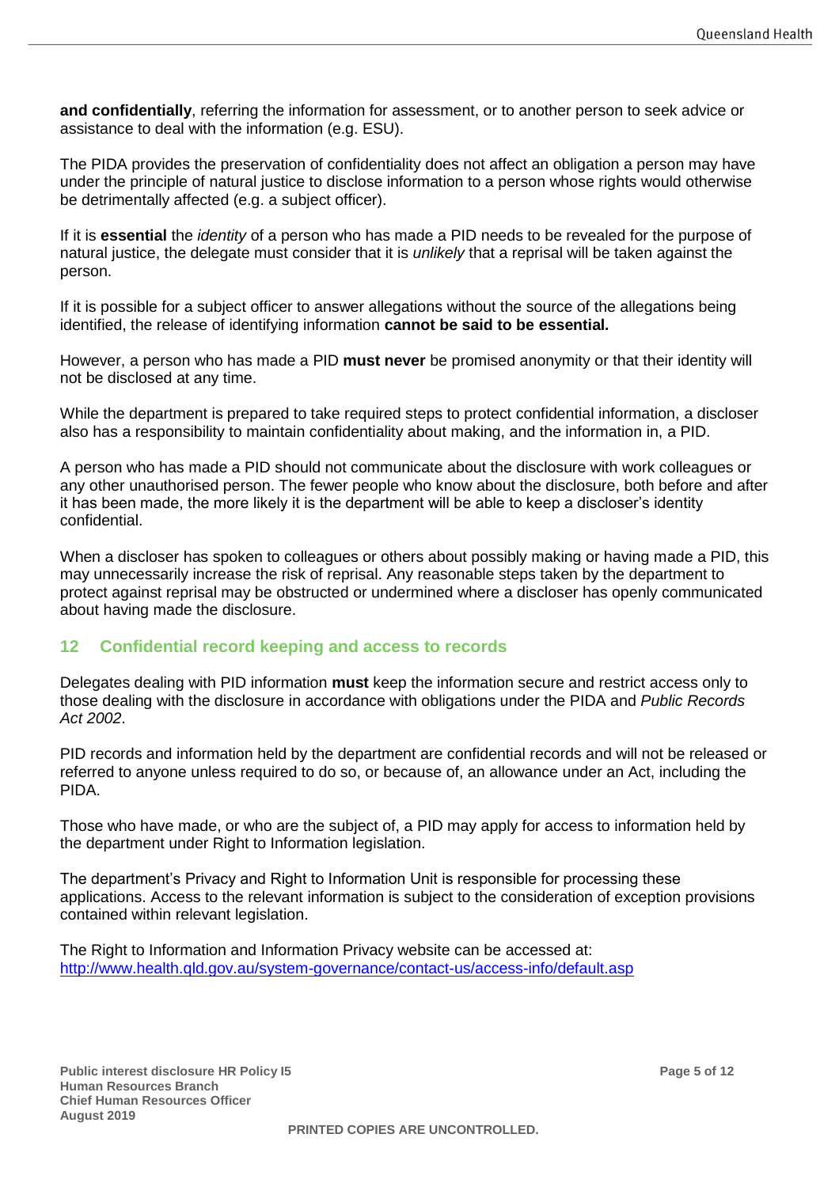**and confidentially**, referring the information for assessment, or to another person to seek advice or assistance to deal with the information (e.g. ESU).

The PIDA provides the preservation of confidentiality does not affect an obligation a person may have under the principle of natural justice to disclose information to a person whose rights would otherwise be detrimentally affected (e.g. a subject officer).

If it is **essential** the *identity* of a person who has made a PID needs to be revealed for the purpose of natural justice, the delegate must consider that it is *unlikely* that a reprisal will be taken against the person.

If it is possible for a subject officer to answer allegations without the source of the allegations being identified, the release of identifying information **cannot be said to be essential.**

However, a person who has made a PID **must never** be promised anonymity or that their identity will not be disclosed at any time.

While the department is prepared to take required steps to protect confidential information, a discloser also has a responsibility to maintain confidentiality about making, and the information in, a PID.

A person who has made a PID should not communicate about the disclosure with work colleagues or any other unauthorised person. The fewer people who know about the disclosure, both before and after it has been made, the more likely it is the department will be able to keep a discloser's identity confidential.

When a discloser has spoken to colleagues or others about possibly making or having made a PID, this may unnecessarily increase the risk of reprisal. Any reasonable steps taken by the department to protect against reprisal may be obstructed or undermined where a discloser has openly communicated about having made the disclosure.

## 12 Confidential record keeping and access to records

Delegates dealing with PID information **must** keep the information secure and restrict access only to those dealing with the disclosure in accordance with obligations under the PIDA and *Public Records Act 2002*.

PID records and information held by the department are confidential records and will not be released or referred to anyone unless required to do so, or because of, an allowance under an Act, including the PIDA.

Those who have made, or who are the subject of, a PID may apply for access to information held by the department under Right to Information legislation.

The department's Privacy and Right to Information Unit is responsible for processing these applications. Access to the relevant information is subject to the consideration of exception provisions contained within relevant legislation.

The Right to Information and Information Privacy website can be accessed at: [http://www.health.qld.gov.au/system-governance/contact-us/access-info/default.asp](http://www.health.qld.gov.au/system-governance/contact-us/access-info/default.asp)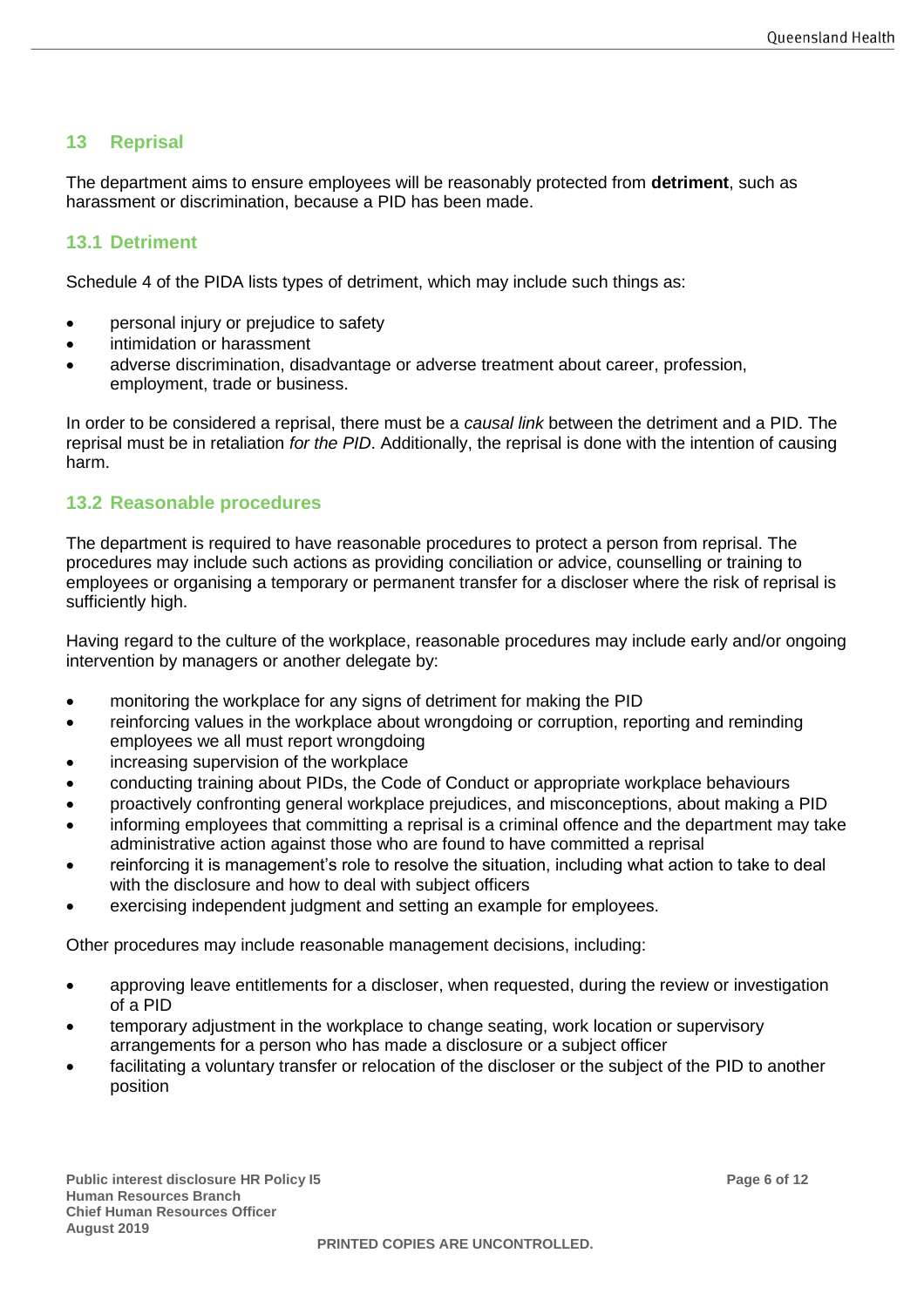## 13 Reprisal

The department aims to ensure employees will be reasonably protected from **detriment**, such as harassment or discrimination, because a PID has been made.

### 13.1 Detriment

Schedule 4 of the PIDA lists types of detriment, which may include such things as:

- personal injury or prejudice to safety
- intimidation or harassment
- adverse discrimination, disadvantage or adverse treatment about career, profession, employment, trade or business.

In order to be considered a reprisal, there must be a *causal link* between the detriment and a PID. The reprisal must be in retaliation *for the PID*. Additionally, the reprisal is done with the intention of causing harm.

### 13.2 Reasonable procedures

The department is required to have reasonable procedures to protect a person from reprisal. The procedures may include such actions as providing conciliation or advice, counselling or training to employees or organising a temporary or permanent transfer for a discloser where the risk of reprisal is sufficiently high.

Having regard to the culture of the workplace, reasonable procedures may include early and/or ongoing intervention by managers or another delegate by:

- monitoring the workplace for any signs of detriment for making the PID
- reinforcing values in the workplace about wrongdoing or corruption, reporting and reminding employees we all must report wrongdoing
- increasing supervision of the workplace
- conducting training about PIDs, the Code of Conduct or appropriate workplace behaviours
- proactively confronting general workplace prejudices, and misconceptions, about making a PID
- informing employees that committing a reprisal is a criminal offence and the department may take administrative action against those who are found to have committed a reprisal
- reinforcing it is management's role to resolve the situation, including what action to take to deal with the disclosure and how to deal with subject officers
- exercising independent judgment and setting an example for employees.

Other procedures may include reasonable management decisions, including:

- approving leave entitlements for a discloser, when requested, during the review or investigation of a PID
- temporary adjustment in the workplace to change seating, work location or supervisory arrangements for a person who has made a disclosure or a subject officer
- facilitating a voluntary transfer or relocation of the discloser or the subject of the PID to another position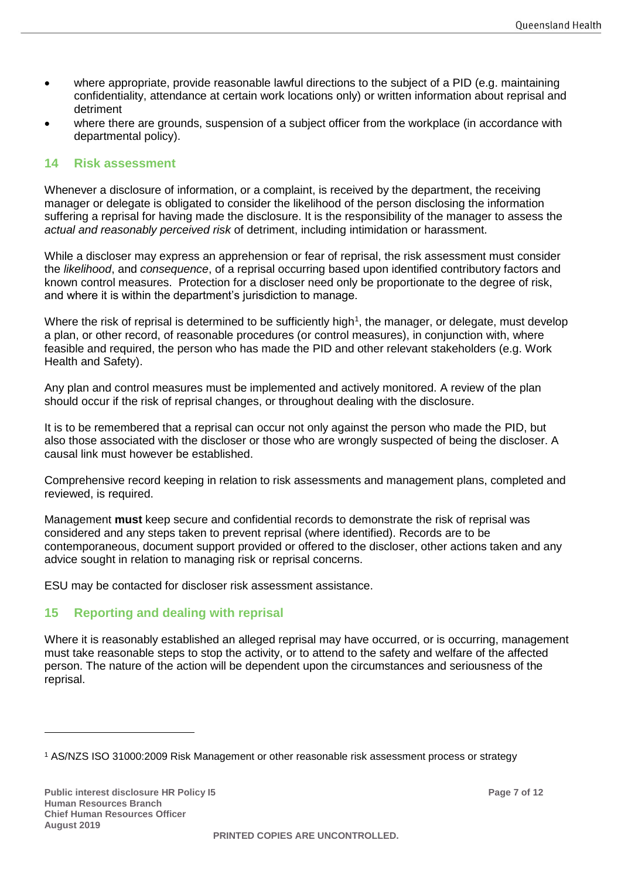- where appropriate, provide reasonable lawful directions to the subject of a PID (e.g. maintaining confidentiality, attendance at certain work locations only) or written information about reprisal and detriment
- where there are grounds, suspension of a subject officer from the workplace (in accordance with departmental policy).

## 14 Risk assessment

Whenever a disclosure of information, or a complaint, is received by the department, the receiving manager or delegate is obligated to consider the likelihood of the person disclosing the information suffering a reprisal for having made the disclosure. It is the responsibility of the manager to assess the *actual and reasonably perceived risk* of detriment, including intimidation or harassment.

While a discloser may express an apprehension or fear of reprisal, the risk assessment must consider the *likelihood*, and *consequence*, of a reprisal occurring based upon identified contributory factors and known control measures. Protection for a discloser need only be proportionate to the degree of risk, and where it is within the department's jurisdiction to manage.

Where the risk of reprisal is determined to be sufficiently high[1], the manager, or delegate, must develop a plan, or other record, of reasonable procedures (or control measures), in conjunction with, where feasible and required, the person who has made the PID and other relevant stakeholders (e.g. Work Health and Safety).

Any plan and control measures must be implemented and actively monitored. A review of the plan should occur if the risk of reprisal changes, or throughout dealing with the disclosure.

It is to be remembered that a reprisal can occur not only against the person who made the PID, but also those associated with the discloser or those who are wrongly suspected of being the discloser. A causal link must however be established.

Comprehensive record keeping in relation to risk assessments and management plans, completed and reviewed, is required.

Management **must** keep secure and confidential records to demonstrate the risk of reprisal was considered and any steps taken to prevent reprisal (where identified). Records are to be contemporaneous, document support provided or offered to the discloser, other actions taken and any advice sought in relation to managing risk or reprisal concerns.

ESU may be contacted for discloser risk assessment assistance.

## 15 Reporting and dealing with reprisal

Where it is reasonably established an alleged reprisal may have occurred, or is occurring, management must take reasonable steps to stop the activity, or to attend to the safety and welfare of the affected person. The nature of the action will be dependent upon the circumstances and seriousness of the reprisal.

---

[1] AS/NZS ISO 31000:2009 Risk Management or other reasonable risk assessment process or strategy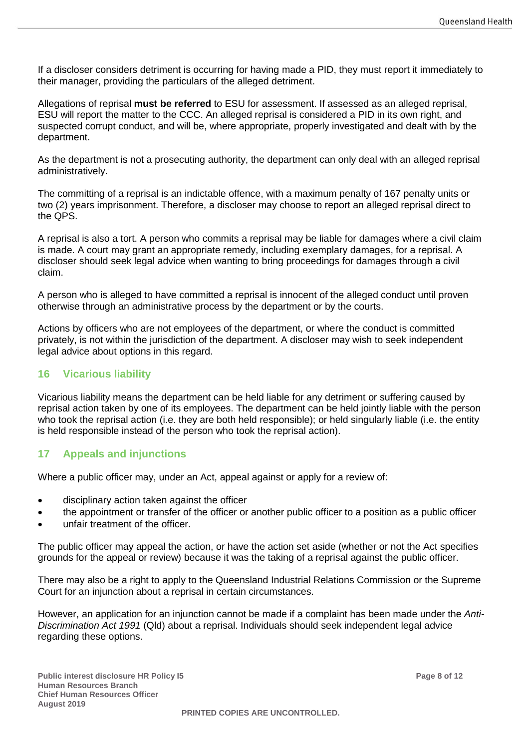If a discloser considers detriment is occurring for having made a PID, they must report it immediately to their manager, providing the particulars of the alleged detriment.

Allegations of reprisal **must be referred** to ESU for assessment. If assessed as an alleged reprisal, ESU will report the matter to the CCC. An alleged reprisal is considered a PID in its own right, and suspected corrupt conduct, and will be, where appropriate, properly investigated and dealt with by the department.

As the department is not a prosecuting authority, the department can only deal with an alleged reprisal administratively.

The committing of a reprisal is an indictable offence, with a maximum penalty of 167 penalty units or two (2) years imprisonment. Therefore, a discloser may choose to report an alleged reprisal direct to the QPS.

A reprisal is also a tort. A person who commits a reprisal may be liable for damages where a civil claim is made. A court may grant an appropriate remedy, including exemplary damages, for a reprisal. A discloser should seek legal advice when wanting to bring proceedings for damages through a civil claim.

A person who is alleged to have committed a reprisal is innocent of the alleged conduct until proven otherwise through an administrative process by the department or by the courts.

Actions by officers who are not employees of the department, or where the conduct is committed privately, is not within the jurisdiction of the department. A discloser may wish to seek independent legal advice about options in this regard.

## 16 Vicarious liability

Vicarious liability means the department can be held liable for any detriment or suffering caused by reprisal action taken by one of its employees. The department can be held jointly liable with the person who took the reprisal action (i.e. they are both held responsible); or held singularly liable (i.e. the entity is held responsible instead of the person who took the reprisal action).

## 17 Appeals and injunctions

Where a public officer may, under an Act, appeal against or apply for a review of:

- disciplinary action taken against the officer
- the appointment or transfer of the officer or another public officer to a position as a public officer
- unfair treatment of the officer.

The public officer may appeal the action, or have the action set aside (whether or not the Act specifies grounds for the appeal or review) because it was the taking of a reprisal against the public officer.

There may also be a right to apply to the Queensland Industrial Relations Commission or the Supreme Court for an injunction about a reprisal in certain circumstances.

However, an application for an injunction cannot be made if a complaint has been made under the *Anti-Discrimination Act 1991* (Qld) about a reprisal. Individuals should seek independent legal advice regarding these options.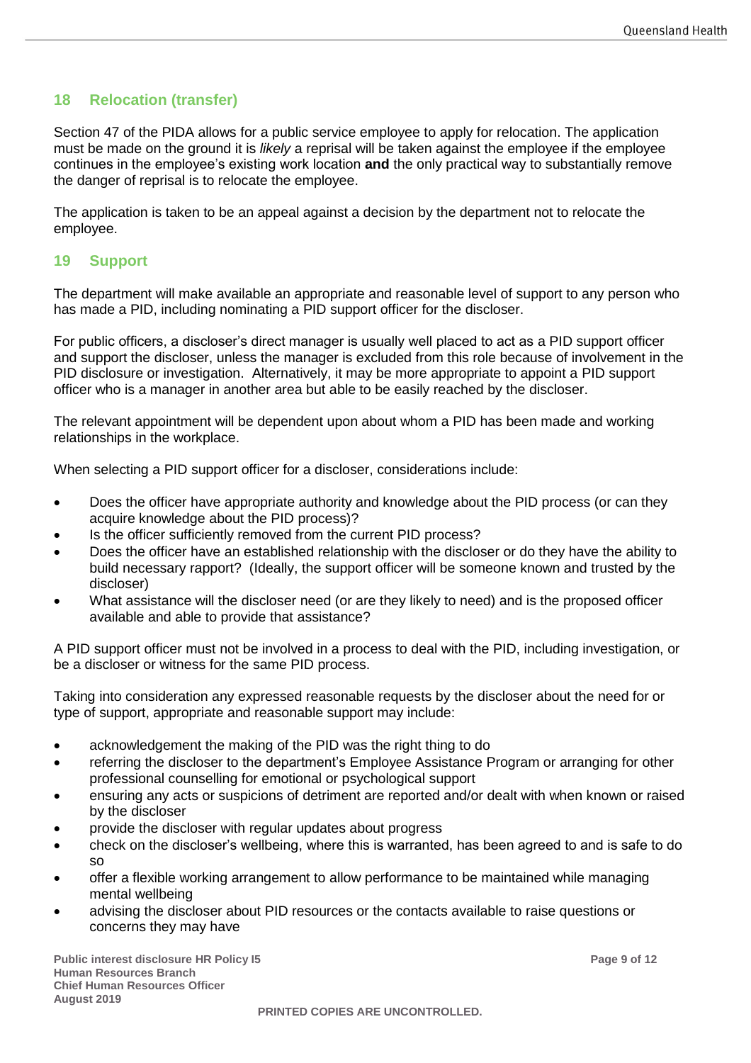## 18 Relocation (transfer)

Section 47 of the PIDA allows for a public service employee to apply for relocation. The application must be made on the ground it is *likely* a reprisal will be taken against the employee if the employee continues in the employee's existing work location **and** the only practical way to substantially remove the danger of reprisal is to relocate the employee.

The application is taken to be an appeal against a decision by the department not to relocate the employee.

## 19 Support

The department will make available an appropriate and reasonable level of support to any person who has made a PID, including nominating a PID support officer for the discloser.

For public officers, a discloser's direct manager is usually well placed to act as a PID support officer and support the discloser, unless the manager is excluded from this role because of involvement in the PID disclosure or investigation. Alternatively, it may be more appropriate to appoint a PID support officer who is a manager in another area but able to be easily reached by the discloser.

The relevant appointment will be dependent upon about whom a PID has been made and working relationships in the workplace.

When selecting a PID support officer for a discloser, considerations include:

- Does the officer have appropriate authority and knowledge about the PID process (or can they acquire knowledge about the PID process)?
- Is the officer sufficiently removed from the current PID process?
- Does the officer have an established relationship with the discloser or do they have the ability to build necessary rapport? (Ideally, the support officer will be someone known and trusted by the discloser)
- What assistance will the discloser need (or are they likely to need) and is the proposed officer available and able to provide that assistance?

A PID support officer must not be involved in a process to deal with the PID, including investigation, or be a discloser or witness for the same PID process.

Taking into consideration any expressed reasonable requests by the discloser about the need for or type of support, appropriate and reasonable support may include:

- acknowledgement the making of the PID was the right thing to do
- referring the discloser to the department's Employee Assistance Program or arranging for other professional counselling for emotional or psychological support
- ensuring any acts or suspicions of detriment are reported and/or dealt with when known or raised by the discloser
- provide the discloser with regular updates about progress
- check on the discloser's wellbeing, where this is warranted, has been agreed to and is safe to do so
- offer a flexible working arrangement to allow performance to be maintained while managing mental wellbeing
- advising the discloser about PID resources or the contacts available to raise questions or concerns they may have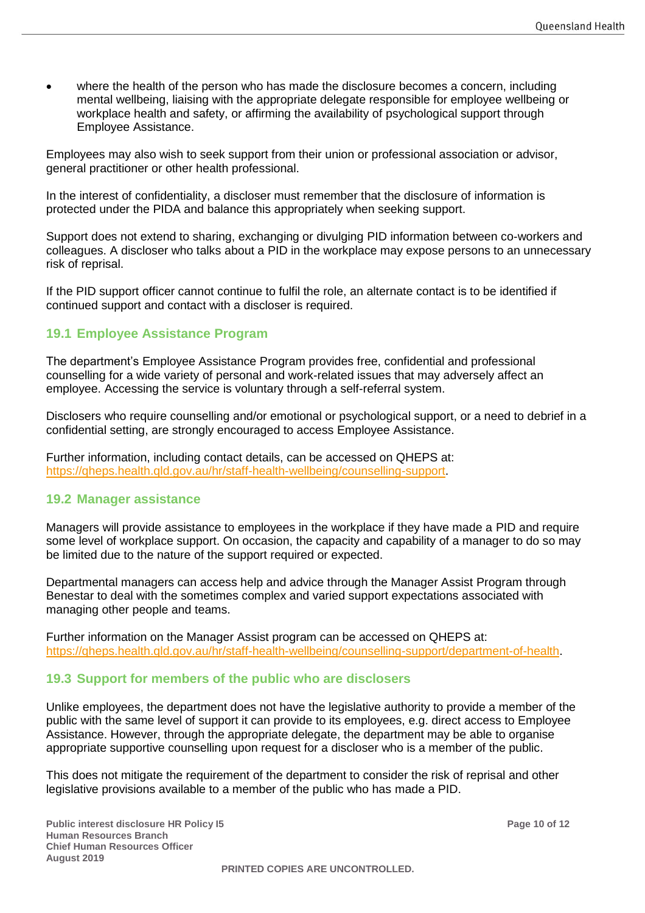- where the health of the person who has made the disclosure becomes a concern, including mental wellbeing, liaising with the appropriate delegate responsible for employee wellbeing or workplace health and safety, or affirming the availability of psychological support through Employee Assistance.

Employees may also wish to seek support from their union or professional association or advisor, general practitioner or other health professional.

In the interest of confidentiality, a discloser must remember that the disclosure of information is protected under the PIDA and balance this appropriately when seeking support.

Support does not extend to sharing, exchanging or divulging PID information between co-workers and colleagues. A discloser who talks about a PID in the workplace may expose persons to an unnecessary risk of reprisal.

If the PID support officer cannot continue to fulfil the role, an alternate contact is to be identified if continued support and contact with a discloser is required.

### 19.1 Employee Assistance Program

The department's Employee Assistance Program provides free, confidential and professional counselling for a wide variety of personal and work-related issues that may adversely affect an employee. Accessing the service is voluntary through a self-referral system.

Disclosers who require counselling and/or emotional or psychological support, or a need to debrief in a confidential setting, are strongly encouraged to access Employee Assistance.

Further information, including contact details, can be accessed on QHEPS at: https://qheps.health.qld.gov.au/hr/staff-health-wellbeing/counselling-support.

### 19.2 Manager assistance

Managers will provide assistance to employees in the workplace if they have made a PID and require some level of workplace support. On occasion, the capacity and capability of a manager to do so may be limited due to the nature of the support required or expected.

Departmental managers can access help and advice through the Manager Assist Program through Benestar to deal with the sometimes complex and varied support expectations associated with managing other people and teams.

Further information on the Manager Assist program can be accessed on QHEPS at: https://qheps.health.qld.gov.au/hr/staff-health-wellbeing/counselling-support/department-of-health.

### 19.3 Support for members of the public who are disclosers

Unlike employees, the department does not have the legislative authority to provide a member of the public with the same level of support it can provide to its employees, e.g. direct access to Employee Assistance. However, through the appropriate delegate, the department may be able to organise appropriate supportive counselling upon request for a discloser who is a member of the public.

This does not mitigate the requirement of the department to consider the risk of reprisal and other legislative provisions available to a member of the public who has made a PID.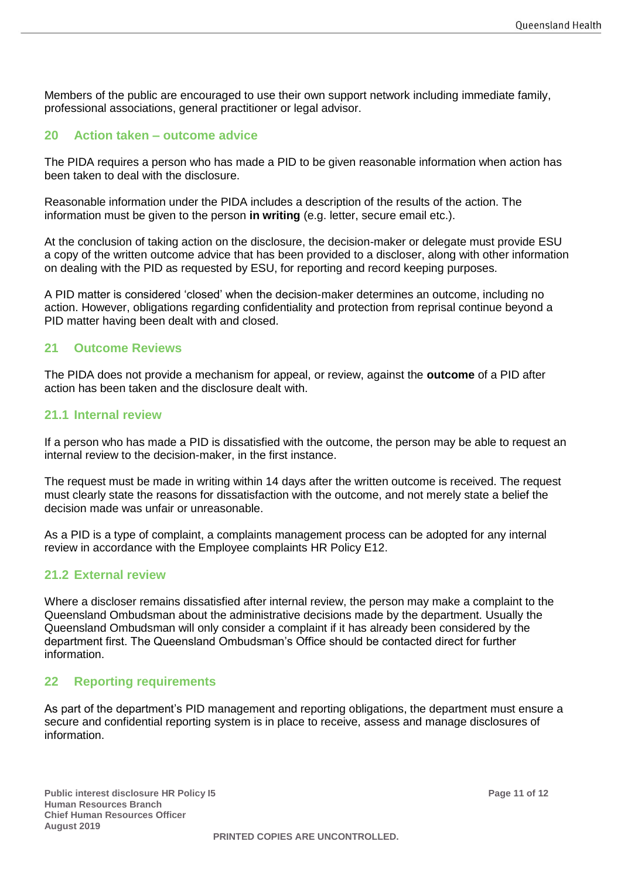Members of the public are encouraged to use their own support network including immediate family, professional associations, general practitioner or legal advisor.

## 20 Action taken – outcome advice

The PIDA requires a person who has made a PID to be given reasonable information when action has been taken to deal with the disclosure.

Reasonable information under the PIDA includes a description of the results of the action. The information must be given to the person **in writing** (e.g. letter, secure email etc.).

At the conclusion of taking action on the disclosure, the decision-maker or delegate must provide ESU a copy of the written outcome advice that has been provided to a discloser, along with other information on dealing with the PID as requested by ESU, for reporting and record keeping purposes.

A PID matter is considered 'closed' when the decision-maker determines an outcome, including no action. However, obligations regarding confidentiality and protection from reprisal continue beyond a PID matter having been dealt with and closed.

## 21 Outcome Reviews

The PIDA does not provide a mechanism for appeal, or review, against the **outcome** of a PID after action has been taken and the disclosure dealt with.

### 21.1 Internal review

If a person who has made a PID is dissatisfied with the outcome, the person may be able to request an internal review to the decision-maker, in the first instance.

The request must be made in writing within 14 days after the written outcome is received. The request must clearly state the reasons for dissatisfaction with the outcome, and not merely state a belief the decision made was unfair or unreasonable.

As a PID is a type of complaint, a complaints management process can be adopted for any internal review in accordance with the Employee complaints HR Policy E12.

### 21.2 External review

Where a discloser remains dissatisfied after internal review, the person may make a complaint to the Queensland Ombudsman about the administrative decisions made by the department. Usually the Queensland Ombudsman will only consider a complaint if it has already been considered by the department first. The Queensland Ombudsman's Office should be contacted direct for further information.

## 22 Reporting requirements

As part of the department's PID management and reporting obligations, the department must ensure a secure and confidential reporting system is in place to receive, assess and manage disclosures of information.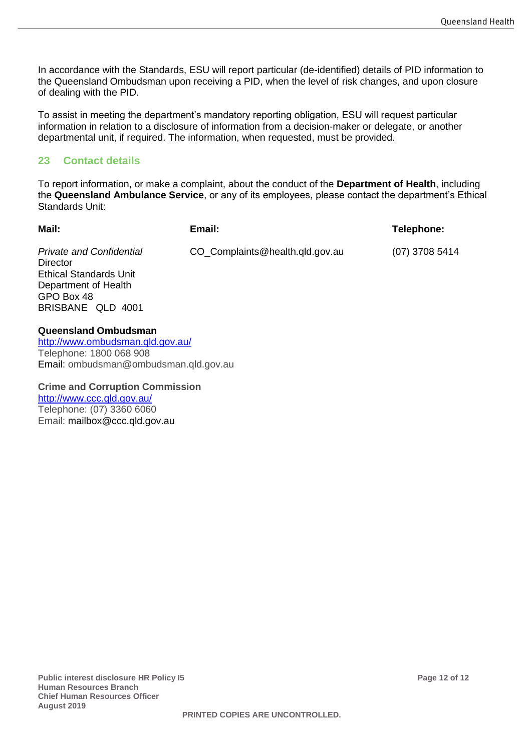In accordance with the Standards, ESU will report particular (de-identified) details of PID information to the Queensland Ombudsman upon receiving a PID, when the level of risk changes, and upon closure of dealing with the PID.

To assist in meeting the department's mandatory reporting obligation, ESU will request particular information in relation to a disclosure of information from a decision-maker or delegate, or another departmental unit, if required. The information, when requested, must be provided.

## 23 Contact details

To report information, or make a complaint, about the conduct of the **Department of Health**, including the **Queensland Ambulance Service**, or any of its employees, please contact the department's Ethical Standards Unit:

| **Mail:** | **Email:** | **Telephone:** |
|---|---|---|
| *Private and Confidential*<br>Director<br>Ethical Standards Unit<br>Department of Health<br>GPO Box 48<br>BRISBANE QLD 4001 | CO_Complaints@health.qld.gov.au | (07) 3708 5414 |

**Queensland Ombudsman**
http://www.ombudsman.qld.gov.au/
Telephone: 1800 068 908
Email: ombudsman@ombudsman.qld.gov.au

**Crime and Corruption Commission**
http://www.ccc.qld.gov.au/
Telephone: (07) 3360 6060
Email: mailbox@ccc.qld.gov.au

PRINTED COPIES ARE UNCONTROLLED.